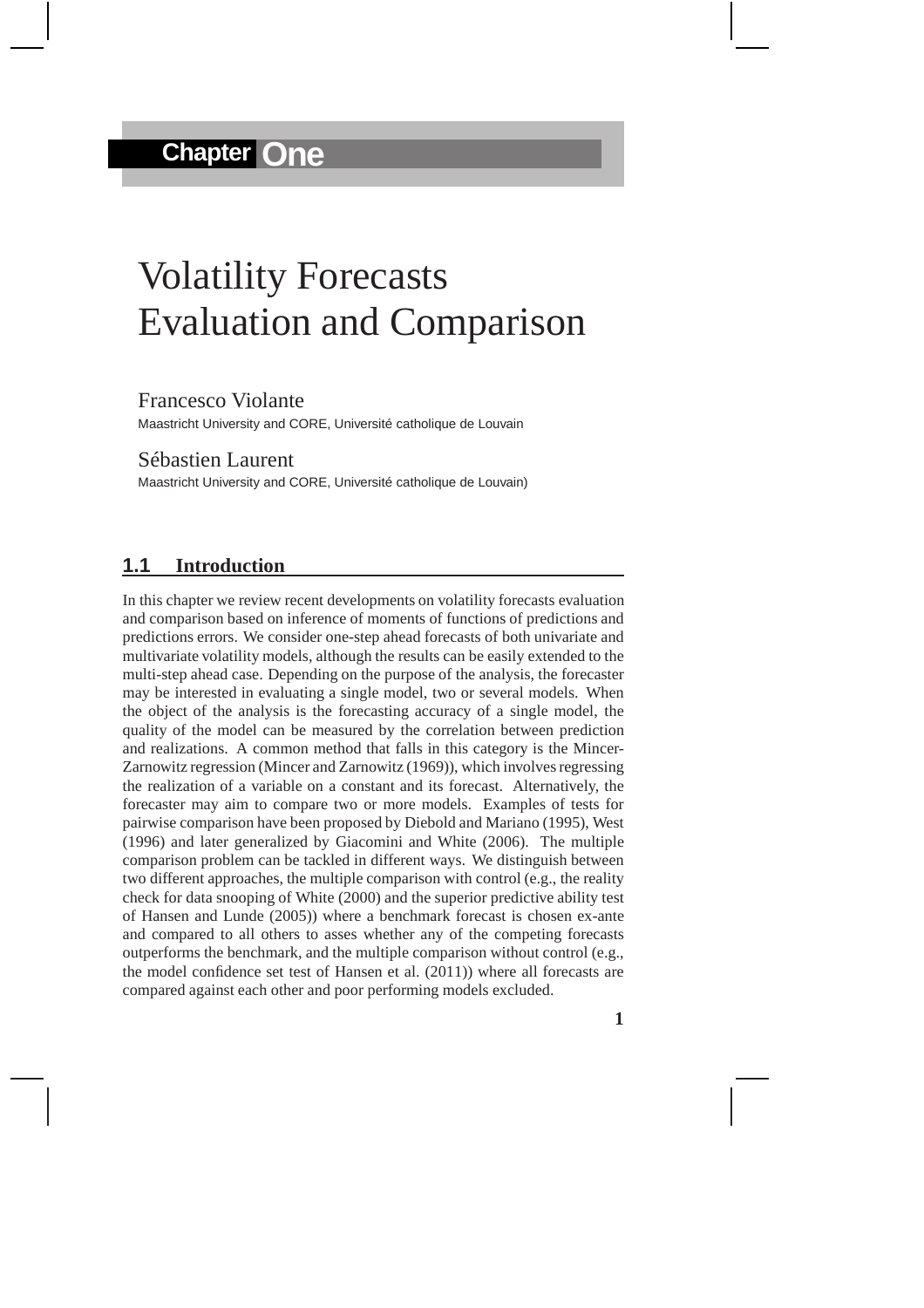# Chapter One

# Volatility Forecasts Evaluation and Comparison

Francesco Violante

Maastricht University and CORE, Université catholique de Louvain

Sébastien Laurent

Maastricht University and CORE, Université catholique de Louvain)

## 1.1 Introduction

In this chapter we review recent developments on volatility forecasts evaluation and comparison based on inference of moments of functions of predictions and predictions errors. We consider one-step ahead forecasts of both univariate and multivariate volatility models, although the results can be easily extended to the multi-step ahead case. Depending on the purpose of the analysis, the forecaster may be interested in evaluating a single model, two or several models. When the object of the analysis is the forecasting accuracy of a single model, the quality of the model can be measured by the correlation between prediction and realizations. A common method that falls in this category is the Mincer-Zarnowitz regression (Mincer and Zarnowitz (1969)), which involves regressing the realization of a variable on a constant and its forecast. Alternatively, the forecaster may aim to compare two or more models. Examples of tests for pairwise comparison have been proposed by Diebold and Mariano (1995), West (1996) and later generalized by Giacomini and White (2006). The multiple comparison problem can be tackled in different ways. We distinguish between two different approaches, the multiple comparison with control (e.g., the reality check for data snooping of White (2000) and the superior predictive ability test of Hansen and Lunde (2005)) where a benchmark forecast is chosen ex-ante and compared to all others to asses whether any of the competing forecasts outperforms the benchmark, and the multiple comparison without control (e.g., the model confidence set test of Hansen et al. (2011)) where all forecasts are compared against each other and poor performing models excluded.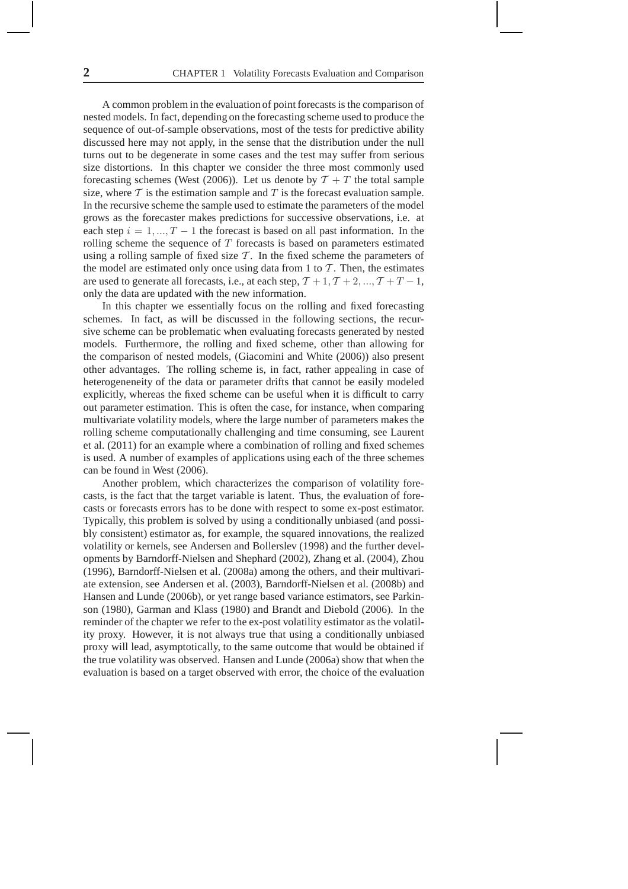A common problem in the evaluation of point forecasts is the comparison of nested models. In fact, depending on the forecasting scheme used to produce the sequence of out-of-sample observations, most of the tests for predictive ability discussed here may not apply, in the sense that the distribution under the null turns out to be degenerate in some cases and the test may suffer from serious size distortions. In this chapter we consider the three most commonly used forecasting schemes (West (2006)). Let us denote by $\mathcal{T} + T$ the total sample size, where $\mathcal{T}$ is the estimation sample and $T$ is the forecast evaluation sample. In the recursive scheme the sample used to estimate the parameters of the model grows as the forecaster makes predictions for successive observations, i.e. at each step $i = 1, ..., T - 1$ the forecast is based on all past information. In the rolling scheme the sequence of $T$ forecasts is based on parameters estimated using a rolling sample of fixed size $\mathcal{T}$. In the fixed scheme the parameters of the model are estimated only once using data from 1 to $\mathcal{T}$. Then, the estimates are used to generate all forecasts, i.e., at each step, $\mathcal{T}+1, \mathcal{T}+2, ..., \mathcal{T}+T-1$, only the data are updated with the new information.

In this chapter we essentially focus on the rolling and fixed forecasting schemes. In fact, as will be discussed in the following sections, the recursive scheme can be problematic when evaluating forecasts generated by nested models. Furthermore, the rolling and fixed scheme, other than allowing for the comparison of nested models, (Giacomini and White (2006)) also present other advantages. The rolling scheme is, in fact, rather appealing in case of heterogeneneity of the data or parameter drifts that cannot be easily modeled explicitly, whereas the fixed scheme can be useful when it is difficult to carry out parameter estimation. This is often the case, for instance, when comparing multivariate volatility models, where the large number of parameters makes the rolling scheme computationally challenging and time consuming, see Laurent et al. (2011) for an example where a combination of rolling and fixed schemes is used. A number of examples of applications using each of the three schemes can be found in West (2006).

Another problem, which characterizes the comparison of volatility forecasts, is the fact that the target variable is latent. Thus, the evaluation of forecasts or forecasts errors has to be done with respect to some ex-post estimator. Typically, this problem is solved by using a conditionally unbiased (and possibly consistent) estimator as, for example, the squared innovations, the realized volatility or kernels, see Andersen and Bollerslev (1998) and the further developments by Barndorff-Nielsen and Shephard (2002), Zhang et al. (2004), Zhou (1996), Barndorff-Nielsen et al. (2008a) among the others, and their multivariate extension, see Andersen et al. (2003), Barndorff-Nielsen et al. (2008b) and Hansen and Lunde (2006b), or yet range based variance estimators, see Parkinson (1980), Garman and Klass (1980) and Brandt and Diebold (2006). In the reminder of the chapter we refer to the ex-post volatility estimator as the volatility proxy. However, it is not always true that using a conditionally unbiased proxy will lead, asymptotically, to the same outcome that would be obtained if the true volatility was observed. Hansen and Lunde (2006a) show that when the evaluation is based on a target observed with error, the choice of the evaluation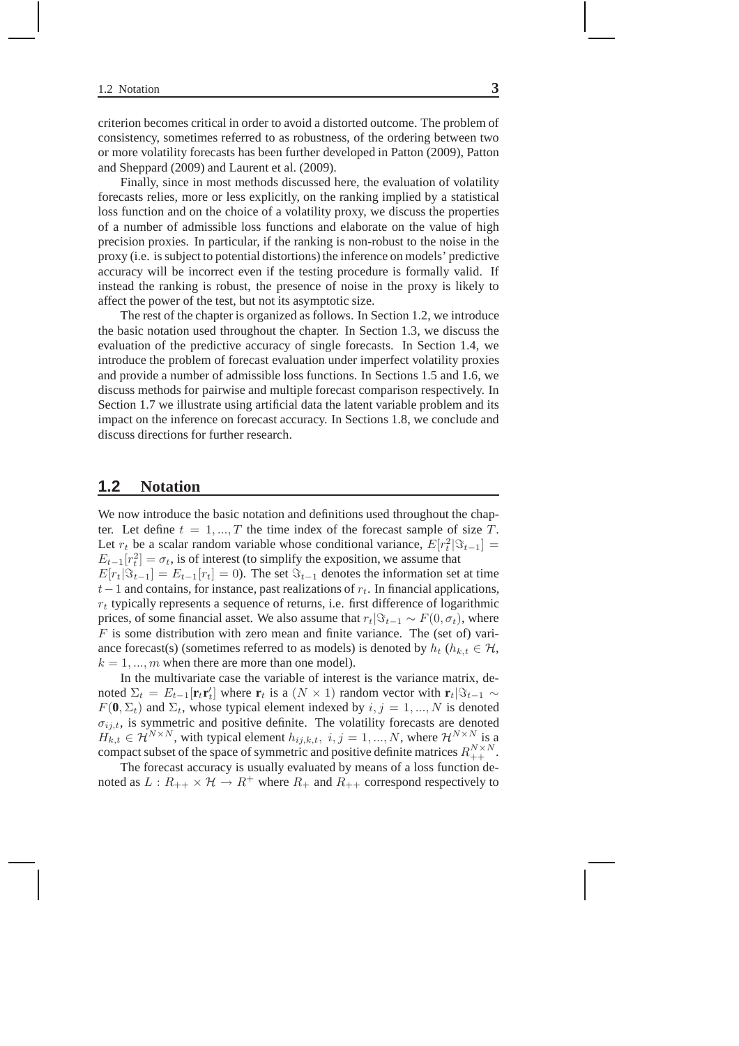criterion becomes critical in order to avoid a distorted outcome. The problem of consistency, sometimes referred to as robustness, of the ordering between two or more volatility forecasts has been further developed in Patton (2009), Patton and Sheppard (2009) and Laurent et al. (2009).

Finally, since in most methods discussed here, the evaluation of volatility forecasts relies, more or less explicitly, on the ranking implied by a statistical loss function and on the choice of a volatility proxy, we discuss the properties of a number of admissible loss functions and elaborate on the value of high precision proxies. In particular, if the ranking is non-robust to the noise in the proxy (i.e. is subject to potential distortions) the inference on models' predictive accuracy will be incorrect even if the testing procedure is formally valid. If instead the ranking is robust, the presence of noise in the proxy is likely to affect the power of the test, but not its asymptotic size.

The rest of the chapter is organized as follows. In Section 1.2, we introduce the basic notation used throughout the chapter. In Section 1.3, we discuss the evaluation of the predictive accuracy of single forecasts. In Section 1.4, we introduce the problem of forecast evaluation under imperfect volatility proxies and provide a number of admissible loss functions. In Sections 1.5 and 1.6, we discuss methods for pairwise and multiple forecast comparison respectively. In Section 1.7 we illustrate using artificial data the latent variable problem and its impact on the inference on forecast accuracy. In Sections 1.8, we conclude and discuss directions for further research.

## 1.2 Notation

We now introduce the basic notation and definitions used throughout the chapter. Let define $t = 1, ..., T$ the time index of the forecast sample of size $T$. Let $r_t$ be a scalar random variable whose conditional variance, $E[r_t^2|\Im_{t-1}] = E_{t-1}[r_t^2] = \sigma_t$, is of interest (to simplify the exposition, we assume that $E[r_t|\Im_{t-1}] = E_{t-1}[r_t] = 0$). The set $\Im_{t-1}$ denotes the information set at time $t-1$ and contains, for instance, past realizations of $r_t$. In financial applications, $r_t$ typically represents a sequence of returns, i.e. first difference of logarithmic prices, of some financial asset. We also assume that $r_t|\Im_{t-1} \sim F(0, \sigma_t)$, where $F$ is some distribution with zero mean and finite variance. The (set of) variance forecast(s) (sometimes referred to as models) is denoted by $h_t$ ($h_{k,t} \in \mathcal{H}$, $k = 1, ..., m$ when there are more than one model).

In the multivariate case the variable of interest is the variance matrix, denoted $\Sigma_t = E_{t-1}[\mathbf{r}_t\mathbf{r}_t']$ where $\mathbf{r}_t$ is a $(N \times 1)$ random vector with $\mathbf{r}_t|\Im_{t-1} \sim F(\mathbf{0}, \Sigma_t)$ and $\Sigma_t$, whose typical element indexed by $i, j = 1, ..., N$ is denoted $\sigma_{ij,t}$, is symmetric and positive definite. The volatility forecasts are denoted $H_{k,t} \in \mathcal{H}^{N \times N}$, with typical element $h_{ij,k,t}$, $i, j = 1, ..., N$, where $\mathcal{H}^{N \times N}$ is a compact subset of the space of symmetric and positive definite matrices $R_{++}^{N \times N}$.

The forecast accuracy is usually evaluated by means of a loss function denoted as $L : R_{++} \times \mathcal{H} \to R^{+}$ where $R_{+}$ and $R_{++}$ correspond respectively to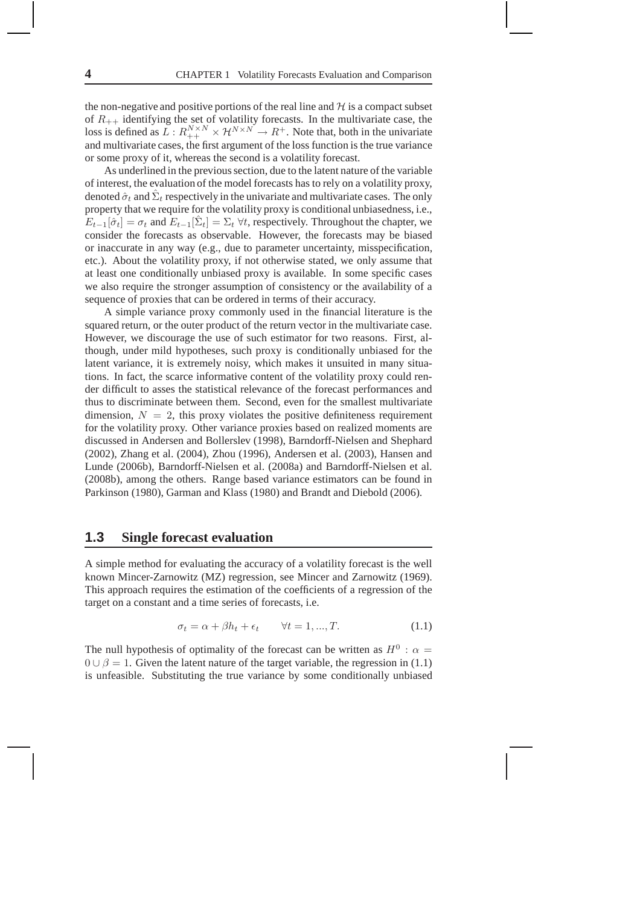the non-negative and positive portions of the real line and $\mathcal{H}$ is a compact subset of $R_{++}$ identifying the set of volatility forecasts. In the multivariate case, the loss is defined as $L : R_{++}^{N \times N} \times \mathcal{H}^{N \times N} \to R^{+}$. Note that, both in the univariate and multivariate cases, the first argument of the loss function is the true variance or some proxy of it, whereas the second is a volatility forecast.

As underlined in the previous section, due to the latent nature of the variable of interest, the evaluation of the model forecasts has to rely on a volatility proxy, denoted $\hat{\sigma}_t$ and $\hat{\Sigma}_t$ respectively in the univariate and multivariate cases. The only property that we require for the volatility proxy is conditional unbiasedness, i.e., $E_{t-1}[\hat{\sigma}_t] = \sigma_t$ and $E_{t-1}[\hat{\Sigma}_t] = \Sigma_t \; \forall t$, respectively. Throughout the chapter, we consider the forecasts as observable. However, the forecasts may be biased or inaccurate in any way (e.g., due to parameter uncertainty, misspecification, etc.). About the volatility proxy, if not otherwise stated, we only assume that at least one conditionally unbiased proxy is available. In some specific cases we also require the stronger assumption of consistency or the availability of a sequence of proxies that can be ordered in terms of their accuracy.

A simple variance proxy commonly used in the financial literature is the squared return, or the outer product of the return vector in the multivariate case. However, we discourage the use of such estimator for two reasons. First, although, under mild hypotheses, such proxy is conditionally unbiased for the latent variance, it is extremely noisy, which makes it unsuited in many situations. In fact, the scarce informative content of the volatility proxy could render difficult to asses the statistical relevance of the forecast performances and thus to discriminate between them. Second, even for the smallest multivariate dimension, $N = 2$, this proxy violates the positive definiteness requirement for the volatility proxy. Other variance proxies based on realized moments are discussed in Andersen and Bollerslev (1998), Barndorff-Nielsen and Shephard (2002), Zhang et al. (2004), Zhou (1996), Andersen et al. (2003), Hansen and Lunde (2006b), Barndorff-Nielsen et al. (2008a) and Barndorff-Nielsen et al. (2008b), among the others. Range based variance estimators can be found in Parkinson (1980), Garman and Klass (1980) and Brandt and Diebold (2006).

## 1.3 Single forecast evaluation

A simple method for evaluating the accuracy of a volatility forecast is the well known Mincer-Zarnowitz (MZ) regression, see Mincer and Zarnowitz (1969). This approach requires the estimation of the coefficients of a regression of the target on a constant and a time series of forecasts, i.e.

$$\sigma_t = \alpha + \beta h_t + \epsilon_t \qquad \forall t = 1, ..., T. \tag{1.1}$$

The null hypothesis of optimality of the forecast can be written as $H^0 : \alpha = 0 \cup \beta = 1$. Given the latent nature of the target variable, the regression in (1.1) is unfeasible. Substituting the true variance by some conditionally unbiased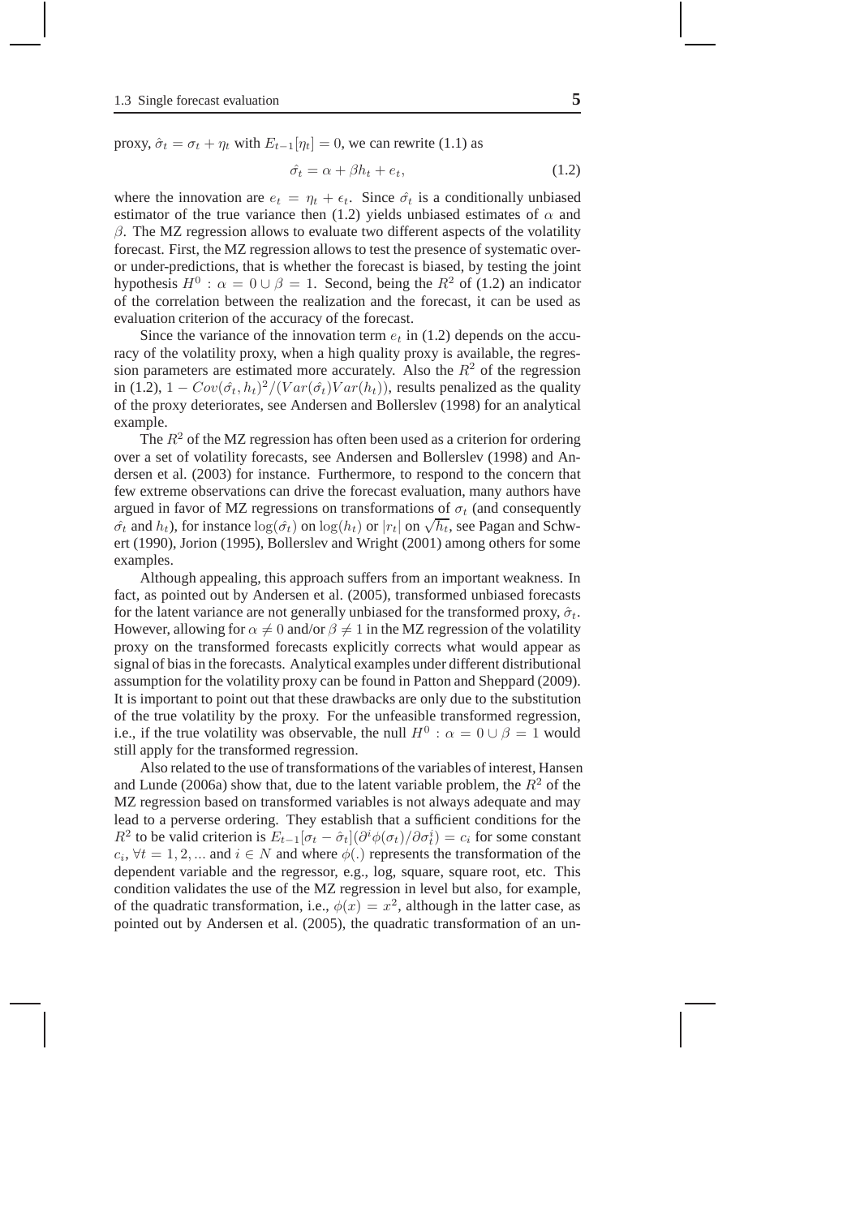proxy, $\hat{\sigma}_t = \sigma_t + \eta_t$ with $E_{t-1}[\eta_t] = 0$, we can rewrite (1.1) as

$$\hat{\sigma_t} = \alpha + \beta h_t + e_t, \tag{1.2}$$

where the innovation are $e_t = \eta_t + \epsilon_t$. Since $\hat{\sigma_t}$ is a conditionally unbiased estimator of the true variance then (1.2) yields unbiased estimates of $\alpha$ and $\beta$. The MZ regression allows to evaluate two different aspects of the volatility forecast. First, the MZ regression allows to test the presence of systematic over- or under-predictions, that is whether the forecast is biased, by testing the joint hypothesis $H^0 : \alpha = 0 \cup \beta = 1$. Second, being the $R^2$ of (1.2) an indicator of the correlation between the realization and the forecast, it can be used as evaluation criterion of the accuracy of the forecast.

Since the variance of the innovation term $e_t$ in (1.2) depends on the accuracy of the volatility proxy, when a high quality proxy is available, the regression parameters are estimated more accurately. Also the $R^2$ of the regression in (1.2), $1 - Cov(\hat{\sigma_t}, h_t)^2/(Var(\hat{\sigma_t})Var(h_t))$, results penalized as the quality of the proxy deteriorates, see Andersen and Bollerslev (1998) for an analytical example.

The $R^2$ of the MZ regression has often been used as a criterion for ordering over a set of volatility forecasts, see Andersen and Bollerslev (1998) and Andersen et al. (2003) for instance. Furthermore, to respond to the concern that few extreme observations can drive the forecast evaluation, many authors have argued in favor of MZ regressions on transformations of $\sigma_t$ (and consequently $\hat{\sigma_t}$ and $h_t$), for instance $\log(\hat{\sigma_t})$ on $\log(h_t)$ or $|r_t|$ on $\sqrt{h_t}$, see Pagan and Schwert (1990), Jorion (1995), Bollerslev and Wright (2001) among others for some examples.

Although appealing, this approach suffers from an important weakness. In fact, as pointed out by Andersen et al. (2005), transformed unbiased forecasts for the latent variance are not generally unbiased for the transformed proxy, $\hat{\sigma}_t$. However, allowing for $\alpha \neq 0$ and/or $\beta \neq 1$ in the MZ regression of the volatility proxy on the transformed forecasts explicitly corrects what would appear as signal of bias in the forecasts. Analytical examples under different distributional assumption for the volatility proxy can be found in Patton and Sheppard (2009). It is important to point out that these drawbacks are only due to the substitution of the true volatility by the proxy. For the unfeasible transformed regression, i.e., if the true volatility was observable, the null $H^0 : \alpha = 0 \cup \beta = 1$ would still apply for the transformed regression.

Also related to the use of transformations of the variables of interest, Hansen and Lunde (2006a) show that, due to the latent variable problem, the $R^2$ of the MZ regression based on transformed variables is not always adequate and may lead to a perverse ordering. They establish that a sufficient conditions for the $R^2$ to be valid criterion is $E_{t-1}[\sigma_t - \hat{\sigma}_t](\partial^i \phi(\sigma_t)/\partial \sigma_t^i) = c_i$ for some constant $c_i$, $\forall t = 1, 2, ...$ and $i \in N$ and where $\phi(.)$ represents the transformation of the dependent variable and the regressor, e.g., log, square, square root, etc. This condition validates the use of the MZ regression in level but also, for example, of the quadratic transformation, i.e., $\phi(x) = x^2$, although in the latter case, as pointed out by Andersen et al. (2005), the quadratic transformation of an un-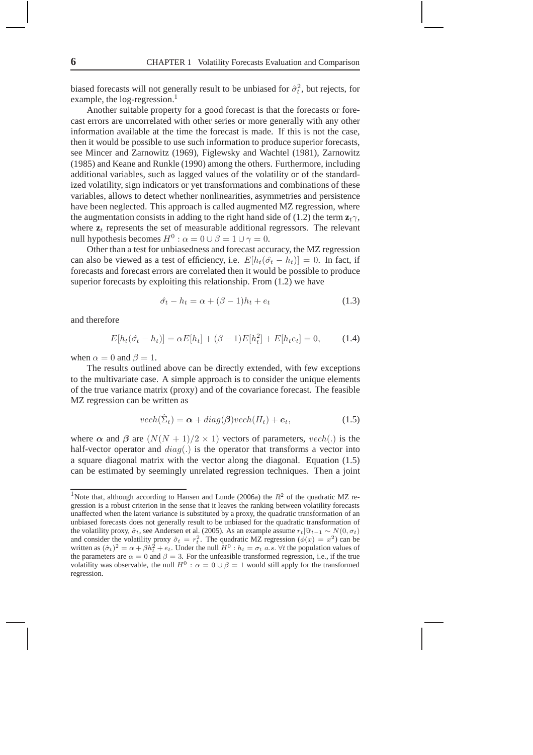biased forecasts will not generally result to be unbiased for $\hat{\sigma}_t^2$, but rejects, for example, the log-regression.[1]

Another suitable property for a good forecast is that the forecasts or forecast errors are uncorrelated with other series or more generally with any other information available at the time the forecast is made. If this is not the case, then it would be possible to use such information to produce superior forecasts, see Mincer and Zarnowitz (1969), Figlewsky and Wachtel (1981), Zarnowitz (1985) and Keane and Runkle (1990) among the others. Furthermore, including additional variables, such as lagged values of the volatility or of the standardized volatility, sign indicators or yet transformations and combinations of these variables, allows to detect whether nonlinearities, asymmetries and persistence have been neglected. This approach is called augmented MZ regression, where the augmentation consists in adding to the right hand side of (1.2) the term $\mathbf{z}_t\gamma$, where $\mathbf{z}_t$ represents the set of measurable additional regressors. The relevant null hypothesis becomes $H^0 : \alpha = 0 \cup \beta = 1 \cup \gamma = 0$.

Other than a test for unbiasedness and forecast accuracy, the MZ regression can also be viewed as a test of efficiency, i.e. $E[h_t(\hat{\sigma_t} - h_t)] = 0$. In fact, if forecasts and forecast errors are correlated then it would be possible to produce superior forecasts by exploiting this relationship. From (1.2) we have

$$\hat{\sigma_t} - h_t = \alpha + (\beta - 1)h_t + e_t \tag{1.3}$$

and therefore

$$E[h_t(\hat{\sigma_t} - h_t)] = \alpha E[h_t] + (\beta - 1)E[h_t^2] + E[h_t e_t] = 0, \tag{1.4}$$

when $\alpha = 0$ and $\beta = 1$.

The results outlined above can be directly extended, with few exceptions to the multivariate case. A simple approach is to consider the unique elements of the true variance matrix (proxy) and of the covariance forecast. The feasible MZ regression can be written as

$$vech(\hat{\Sigma}_t) = \boldsymbol{\alpha} + diag(\boldsymbol{\beta})vech(H_t) + \boldsymbol{e}_t, \tag{1.5}$$

where $\boldsymbol{\alpha}$ and $\boldsymbol{\beta}$ are $(N(N+1)/2 \times 1)$ vectors of parameters, $vech(.)$ is the half-vector operator and $diag(.)$ is the operator that transforms a vector into a square diagonal matrix with the vector along the diagonal. Equation (1.5) can be estimated by seemingly unrelated regression techniques. Then a joint

[1] Note that, although according to Hansen and Lunde (2006a) the $R^2$ of the quadratic MZ regression is a robust criterion in the sense that it leaves the ranking between volatility forecasts unaffected when the latent variance is substituted by a proxy, the quadratic transformation of an unbiased forecasts does not generally result to be unbiased for the quadratic transformation of the volatility proxy, $\hat{\sigma}_t$, see Andersen et al. (2005). As an example assume $r_t|\Im_{t-1} \sim N(0, \sigma_t)$ and consider the volatility proxy $\hat{\sigma}_t = r_t^2$. The quadratic MZ regression ($\phi(x) = x^2$) can be written as $(\hat{\sigma}_t)^2 = \alpha + \beta h_t^2 + e_t$. Under the null $H^0 : h_t = \sigma_t \; a.s. \; \forall t$ the population values of the parameters are $\alpha = 0$ and $\beta = 3$. For the unfeasible transformed regression, i.e., if the true volatility was observable, the null $H^0 : \alpha = 0 \cup \beta = 1$ would still apply for the transformed regression.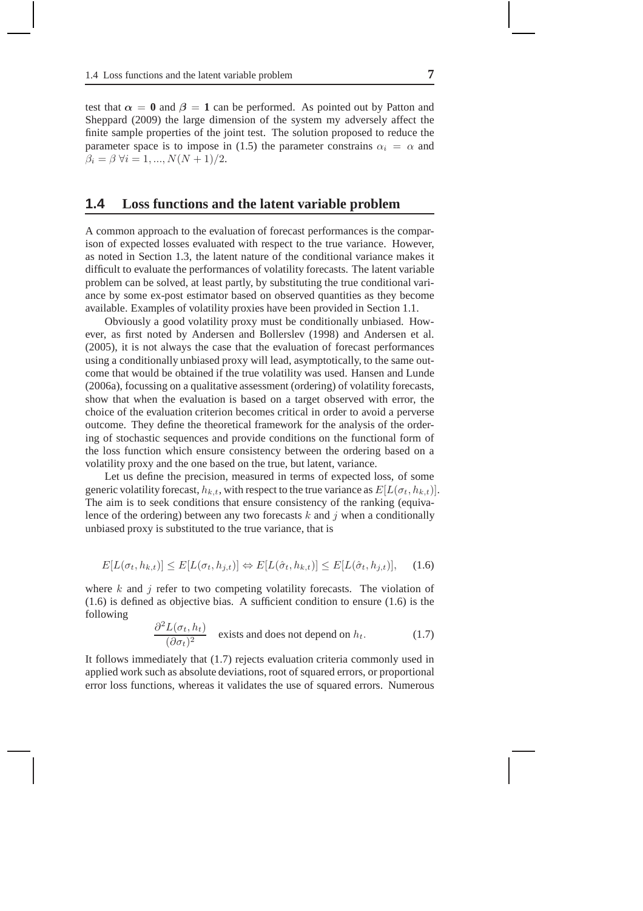test that $\boldsymbol{\alpha} = \mathbf{0}$ and $\boldsymbol{\beta} = \mathbf{1}$ can be performed. As pointed out by Patton and Sheppard (2009) the large dimension of the system my adversely affect the finite sample properties of the joint test. The solution proposed to reduce the parameter space is to impose in (1.5) the parameter constrains $\alpha_i = \alpha$ and $\beta_i = \beta \; \forall i = 1, ..., N(N+1)/2$.

## 1.4 Loss functions and the latent variable problem

A common approach to the evaluation of forecast performances is the comparison of expected losses evaluated with respect to the true variance. However, as noted in Section 1.3, the latent nature of the conditional variance makes it difficult to evaluate the performances of volatility forecasts. The latent variable problem can be solved, at least partly, by substituting the true conditional variance by some ex-post estimator based on observed quantities as they become available. Examples of volatility proxies have been provided in Section 1.1.

Obviously a good volatility proxy must be conditionally unbiased. However, as first noted by Andersen and Bollerslev (1998) and Andersen et al. (2005), it is not always the case that the evaluation of forecast performances using a conditionally unbiased proxy will lead, asymptotically, to the same outcome that would be obtained if the true volatility was used. Hansen and Lunde (2006a), focussing on a qualitative assessment (ordering) of volatility forecasts, show that when the evaluation is based on a target observed with error, the choice of the evaluation criterion becomes critical in order to avoid a perverse outcome. They define the theoretical framework for the analysis of the ordering of stochastic sequences and provide conditions on the functional form of the loss function which ensure consistency between the ordering based on a volatility proxy and the one based on the true, but latent, variance.

Let us define the precision, measured in terms of expected loss, of some generic volatility forecast, $h_{k,t}$, with respect to the true variance as $E[L(\sigma_t, h_{k,t})]$. The aim is to seek conditions that ensure consistency of the ranking (equivalence of the ordering) between any two forecasts $k$ and $j$ when a conditionally unbiased proxy is substituted to the true variance, that is

$$E[L(\sigma_t, h_{k,t})] \leq E[L(\sigma_t, h_{j,t})] \Leftrightarrow E[L(\hat{\sigma}_t, h_{k,t})] \leq E[L(\hat{\sigma}_t, h_{j,t})], \qquad (1.6)$$

where $k$ and $j$ refer to two competing volatility forecasts. The violation of (1.6) is defined as objective bias. A sufficient condition to ensure (1.6) is the following

$$\frac{\partial^2 L(\sigma_t, h_t)}{(\partial \sigma_t)^2} \quad \text{exists and does not depend on } h_t. \qquad (1.7)$$

It follows immediately that (1.7) rejects evaluation criteria commonly used in applied work such as absolute deviations, root of squared errors, or proportional error loss functions, whereas it validates the use of squared errors. Numerous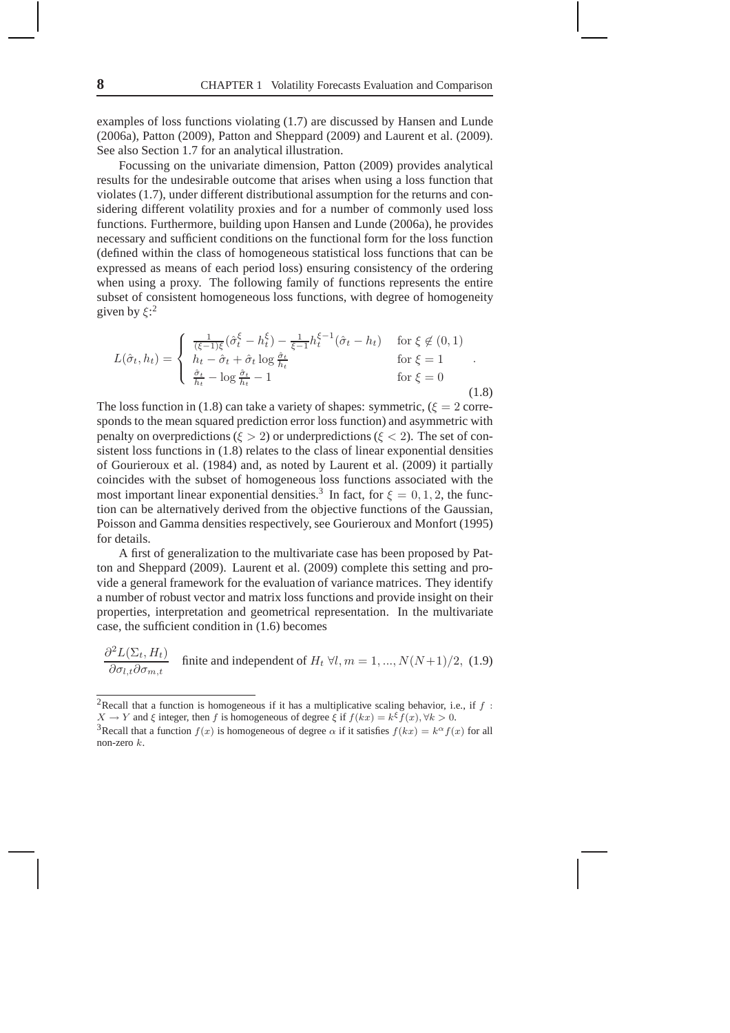examples of loss functions violating (1.7) are discussed by Hansen and Lunde (2006a), Patton (2009), Patton and Sheppard (2009) and Laurent et al. (2009). See also Section 1.7 for an analytical illustration.

Focussing on the univariate dimension, Patton (2009) provides analytical results for the undesirable outcome that arises when using a loss function that violates (1.7), under different distributional assumption for the returns and considering different volatility proxies and for a number of commonly used loss functions. Furthermore, building upon Hansen and Lunde (2006a), he provides necessary and sufficient conditions on the functional form for the loss function (defined within the class of homogeneous statistical loss functions that can be expressed as means of each period loss) ensuring consistency of the ordering when using a proxy. The following family of functions represents the entire subset of consistent homogeneous loss functions, with degree of homogeneity given by $\xi$:[2]

$$L(\hat{\sigma}_t, h_t) = \begin{cases} \frac{1}{(\xi-1)\xi}(\hat{\sigma}_t^{\xi} - h_t^{\xi}) - \frac{1}{\xi-1}h_t^{\xi-1}(\hat{\sigma}_t - h_t) & \text{for } \xi \notin (0,1) \\ h_t - \hat{\sigma}_t + \hat{\sigma}_t \log \frac{\hat{\sigma}_t}{h_t} & \text{for } \xi = 1 \\ \frac{\hat{\sigma}_t}{h_t} - \log \frac{\hat{\sigma}_t}{h_t} - 1 & \text{for } \xi = 0 \end{cases} . \tag{1.8}$$

The loss function in (1.8) can take a variety of shapes: symmetric, ($\xi = 2$ corresponds to the mean squared prediction error loss function) and asymmetric with penalty on overpredictions ($\xi > 2$) or underpredictions ($\xi < 2$). The set of consistent loss functions in (1.8) relates to the class of linear exponential densities of Gourieroux et al. (1984) and, as noted by Laurent et al. (2009) it partially coincides with the subset of homogeneous loss functions associated with the most important linear exponential densities.[3] In fact, for $\xi = 0, 1, 2$, the function can be alternatively derived from the objective functions of the Gaussian, Poisson and Gamma densities respectively, see Gourieroux and Monfort (1995) for details.

A first of generalization to the multivariate case has been proposed by Patton and Sheppard (2009). Laurent et al. (2009) complete this setting and provide a general framework for the evaluation of variance matrices. They identify a number of robust vector and matrix loss functions and provide insight on their properties, interpretation and geometrical representation. In the multivariate case, the sufficient condition in (1.6) becomes

$$\frac{\partial^2 L(\Sigma_t, H_t)}{\partial \sigma_{l,t} \partial \sigma_{m,t}} \quad \text{finite and independent of } H_t \ \forall l, m = 1, ..., N(N+1)/2, \tag{1.9}$$

---

[2] Recall that a function is homogeneous if it has a multiplicative scaling behavior, i.e., if $f : X \to Y$ and $\xi$ integer, then $f$ is homogeneous of degree $\xi$ if $f(kx) = k^{\xi} f(x), \forall k > 0$.

[3] Recall that a function $f(x)$ is homogeneous of degree $\alpha$ if it satisfies $f(kx) = k^{\alpha} f(x)$ for all non-zero $k$.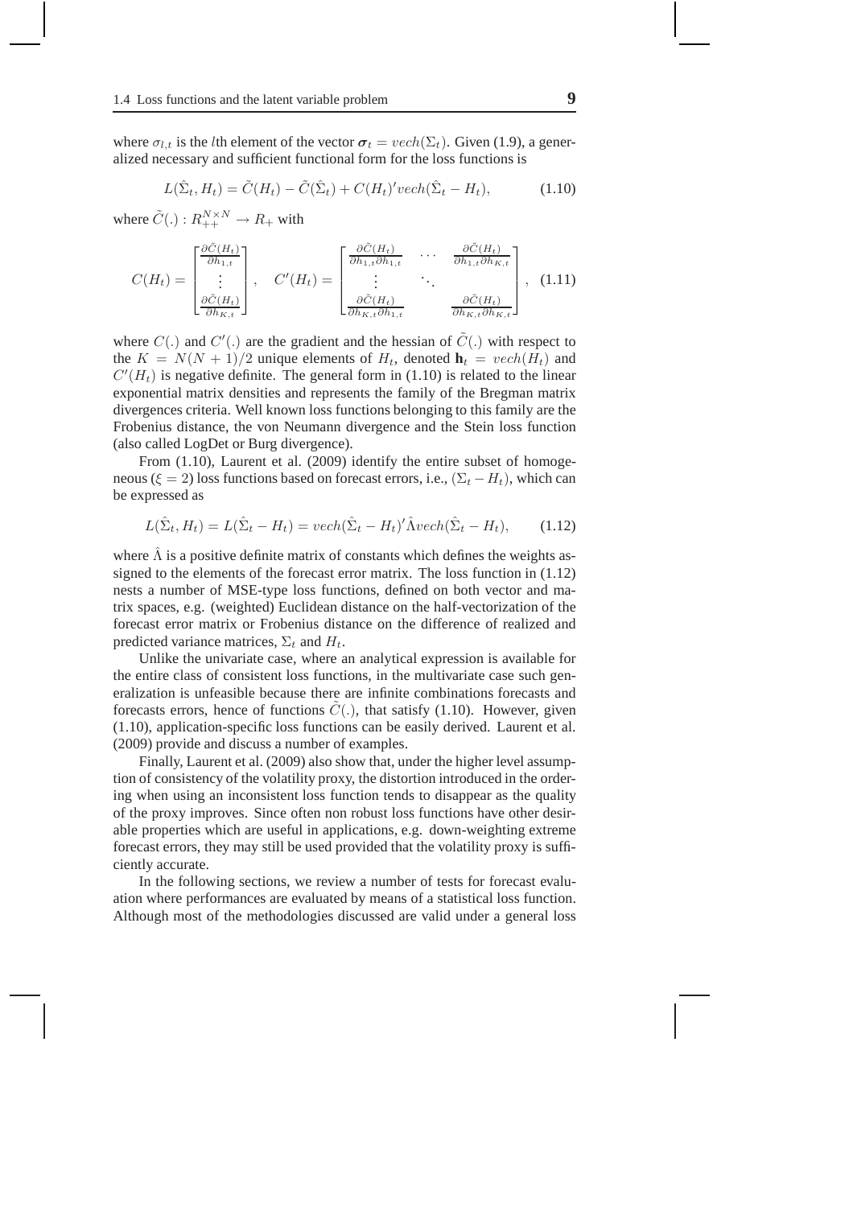where $\sigma_{l,t}$ is the $l$th element of the vector $\boldsymbol{\sigma}_t = vech(\Sigma_t)$. Given (1.9), a generalized necessary and sufficient functional form for the loss functions is

$$L(\hat{\Sigma}_t, H_t) = \tilde{C}(H_t) - \tilde{C}(\hat{\Sigma}_t) + C(H_t)' vech(\hat{\Sigma}_t - H_t), \tag{1.10}$$

where $\tilde{C}(.) : R_{++}^{N \times N} \rightarrow R_+$ with

$$C(H_t) = \begin{bmatrix} \frac{\partial \tilde{C}(H_t)}{\partial h_{1,t}} \\ \vdots \\ \frac{\partial \tilde{C}(H_t)}{\partial h_{K,t}} \end{bmatrix}, \quad C'(H_t) = \begin{bmatrix} \frac{\partial \tilde{C}(H_t)}{\partial h_{1,t} \partial h_{1,t}} & \cdots & \frac{\partial \tilde{C}(H_t)}{\partial h_{1,t} \partial h_{K,t}} \\ \vdots & \ddots & \\ \frac{\partial \tilde{C}(H_t)}{\partial h_{K,t} \partial h_{1,t}} & & \frac{\partial \tilde{C}(H_t)}{\partial h_{K,t} \partial h_{K,t}} \end{bmatrix}, \tag{1.11}$$

where $C(.)$ and $C'(.)$ are the gradient and the hessian of $\tilde{C}(.)$ with respect to the $K = N(N+1)/2$ unique elements of $H_t$, denoted $\mathbf{h}_t = vech(H_t)$ and $C'(H_t)$ is negative definite. The general form in (1.10) is related to the linear exponential matrix densities and represents the family of the Bregman matrix divergences criteria. Well known loss functions belonging to this family are the Frobenius distance, the von Neumann divergence and the Stein loss function (also called LogDet or Burg divergence).

From (1.10), Laurent et al. (2009) identify the entire subset of homogeneous ($\xi = 2$) loss functions based on forecast errors, i.e., $(\Sigma_t - H_t)$, which can be expressed as

$$L(\hat{\Sigma}_t, H_t) = L(\hat{\Sigma}_t - H_t) = vech(\hat{\Sigma}_t - H_t)' \hat{\Lambda} vech(\hat{\Sigma}_t - H_t), \tag{1.12}$$

where $\hat{\Lambda}$ is a positive definite matrix of constants which defines the weights assigned to the elements of the forecast error matrix. The loss function in (1.12) nests a number of MSE-type loss functions, defined on both vector and matrix spaces, e.g. (weighted) Euclidean distance on the half-vectorization of the forecast error matrix or Frobenius distance on the difference of realized and predicted variance matrices, $\Sigma_t$ and $H_t$.

Unlike the univariate case, where an analytical expression is available for the entire class of consistent loss functions, in the multivariate case such generalization is unfeasible because there are infinite combinations forecasts and forecasts errors, hence of functions $\tilde{C}(.)$, that satisfy (1.10). However, given (1.10), application-specific loss functions can be easily derived. Laurent et al. (2009) provide and discuss a number of examples.

Finally, Laurent et al. (2009) also show that, under the higher level assumption of consistency of the volatility proxy, the distortion introduced in the ordering when using an inconsistent loss function tends to disappear as the quality of the proxy improves. Since often non robust loss functions have other desirable properties which are useful in applications, e.g. down-weighting extreme forecast errors, they may still be used provided that the volatility proxy is sufficiently accurate.

In the following sections, we review a number of tests for forecast evaluation where performances are evaluated by means of a statistical loss function. Although most of the methodologies discussed are valid under a general loss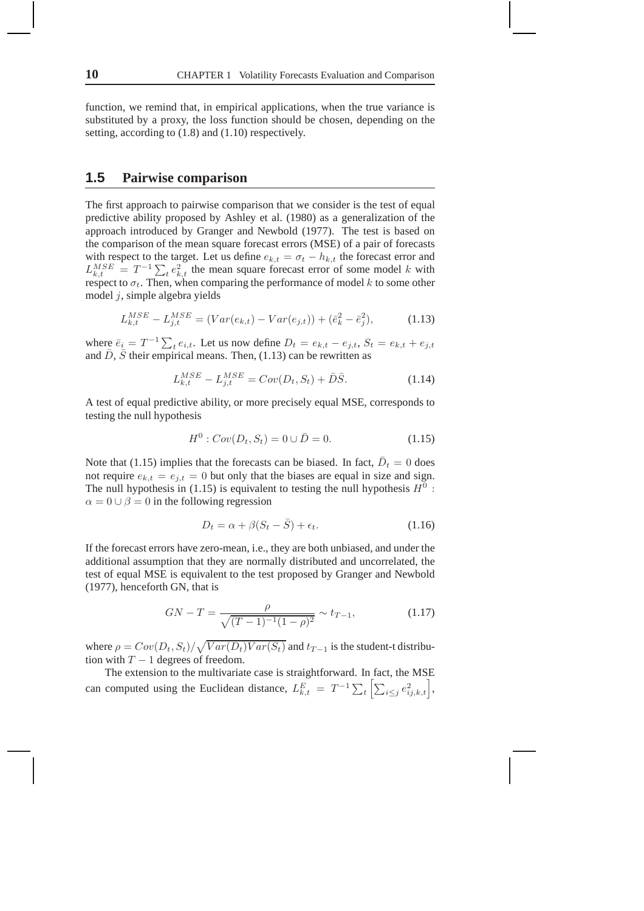function, we remind that, in empirical applications, when the true variance is substituted by a proxy, the loss function should be chosen, depending on the setting, according to (1.8) and (1.10) respectively.

## 1.5 Pairwise comparison

The first approach to pairwise comparison that we consider is the test of equal predictive ability proposed by Ashley et al. (1980) as a generalization of the approach introduced by Granger and Newbold (1977). The test is based on the comparison of the mean square forecast errors (MSE) of a pair of forecasts with respect to the target. Let us define $e_{k,t} = \sigma_t - h_{k,t}$ the forecast error and $L_{k,t}^{MSE} = T^{-1}\sum_t e_{k,t}^2$ the mean square forecast error of some model $k$ with respect to $\sigma_t$. Then, when comparing the performance of model $k$ to some other model $j$, simple algebra yields

$$L_{k,t}^{MSE} - L_{j,t}^{MSE} = (Var(e_{k,t}) - Var(e_{j,t})) + (\bar{e}_k^2 - \bar{e}_j^2), \tag{1.13}$$

where $\bar{e}_i = T^{-1}\sum_t e_{i,t}$. Let us now define $D_t = e_{k,t} - e_{j,t}$, $S_t = e_{k,t} + e_{j,t}$ and $\bar{D}$, $\bar{S}$ their empirical means. Then, (1.13) can be rewritten as

$$L_{k,t}^{MSE} - L_{j,t}^{MSE} = Cov(D_t, S_t) + \bar{D}\bar{S}. \tag{1.14}$$

A test of equal predictive ability, or more precisely equal MSE, corresponds to testing the null hypothesis

$$H^0 : Cov(D_t, S_t) = 0 \cup \bar{D} = 0. \tag{1.15}$$

Note that (1.15) implies that the forecasts can be biased. In fact, $\bar{D}_t = 0$ does not require $e_{k,t} = e_{j,t} = 0$ but only that the biases are equal in size and sign. The null hypothesis in (1.15) is equivalent to testing the null hypothesis $H^0$ : $\alpha = 0 \cup \beta = 0$ in the following regression

$$D_t = \alpha + \beta(S_t - \bar{S}) + \epsilon_t. \tag{1.16}$$

If the forecast errors have zero-mean, i.e., they are both unbiased, and under the additional assumption that they are normally distributed and uncorrelated, the test of equal MSE is equivalent to the test proposed by Granger and Newbold (1977), henceforth GN, that is

$$GN - T = \frac{\rho}{\sqrt{(T-1)^{-1}(1-\rho)^2}} \sim t_{T-1}, \tag{1.17}$$

where $\rho = Cov(D_t, S_t)/\sqrt{Var(D_t)Var(S_t)}$ and $t_{T-1}$ is the student-t distribution with $T-1$ degrees of freedom.

The extension to the multivariate case is straightforward. In fact, the MSE can computed using the Euclidean distance, $L_{k,t}^{E} = T^{-1}\sum_t \left[\sum_{i \leq j} e_{ij,k,t}^2\right]$,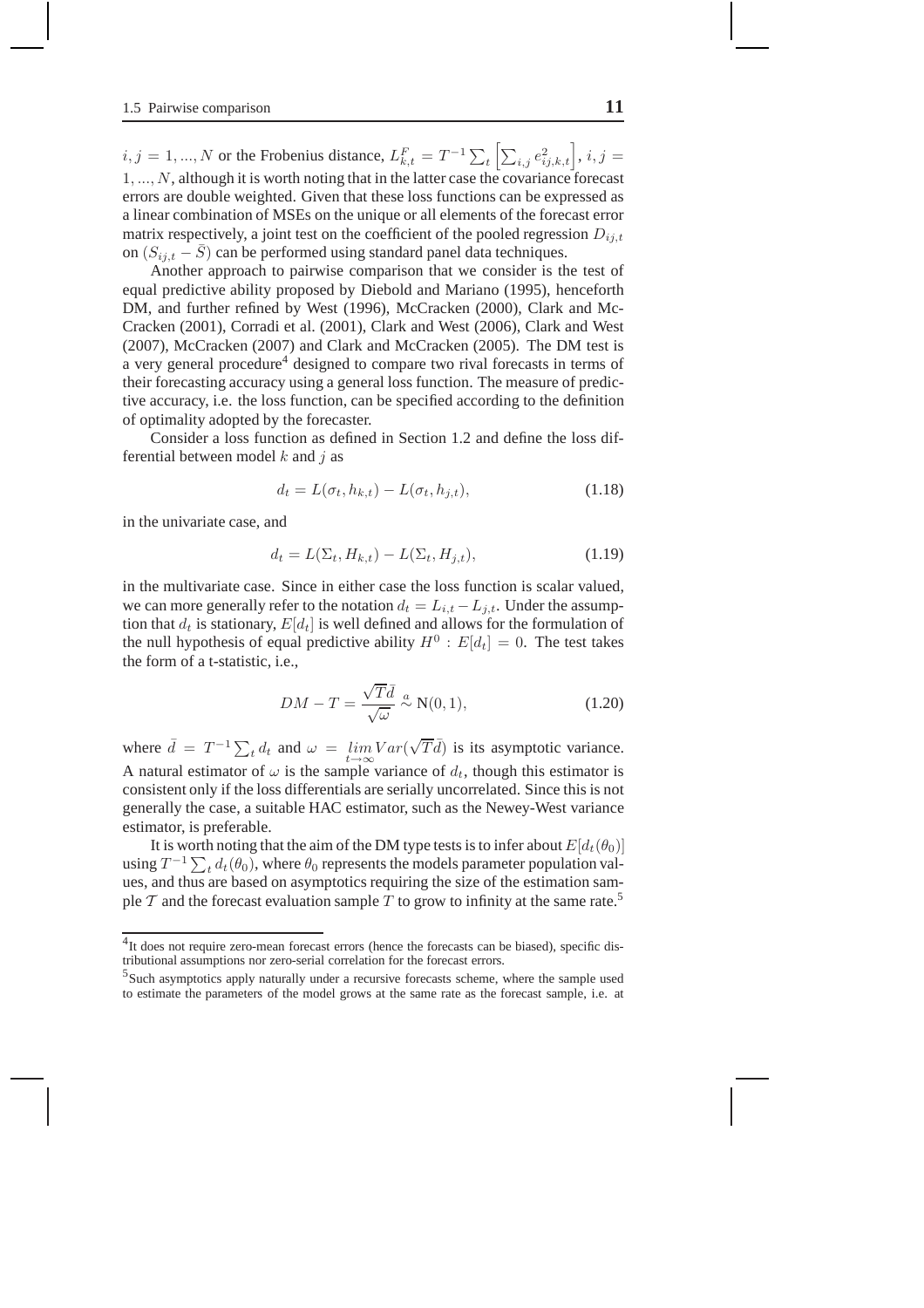$i, j = 1, ..., N$ or the Frobenius distance, $L^F_{k,t} = T^{-1} \sum_t \left[ \sum_{i,j} e^2_{ij,k,t} \right]$, $i, j = 1, ..., N$, although it is worth noting that in the latter case the covariance forecast errors are double weighted. Given that these loss functions can be expressed as a linear combination of MSEs on the unique or all elements of the forecast error matrix respectively, a joint test on the coefficient of the pooled regression $D_{ij,t}$ on $(S_{ij,t} - \bar{S})$ can be performed using standard panel data techniques.

Another approach to pairwise comparison that we consider is the test of equal predictive ability proposed by Diebold and Mariano (1995), henceforth DM, and further refined by West (1996), McCracken (2000), Clark and McCracken (2001), Corradi et al. (2001), Clark and West (2006), Clark and West (2007), McCracken (2007) and Clark and McCracken (2005). The DM test is a very general procedure[4] designed to compare two rival forecasts in terms of their forecasting accuracy using a general loss function. The measure of predictive accuracy, i.e. the loss function, can be specified according to the definition of optimality adopted by the forecaster.

Consider a loss function as defined in Section 1.2 and define the loss differential between model $k$ and $j$ as

$$d_t = L(\sigma_t, h_{k,t}) - L(\sigma_t, h_{j,t}), \tag{1.18}$$

in the univariate case, and

$$d_t = L(\Sigma_t, H_{k,t}) - L(\Sigma_t, H_{j,t}), \tag{1.19}$$

in the multivariate case. Since in either case the loss function is scalar valued, we can more generally refer to the notation $d_t = L_{i,t} - L_{j,t}$. Under the assumption that $d_t$ is stationary, $E[d_t]$ is well defined and allows for the formulation of the null hypothesis of equal predictive ability $H^0 : E[d_t] = 0$. The test takes the form of a t-statistic, i.e.,

$$DM - T = \frac{\sqrt{T}\bar{d}}{\sqrt{\omega}} \overset{a}{\sim} \mathrm{N}(0, 1), \tag{1.20}$$

where $\bar{d} = T^{-1} \sum_t d_t$ and $\omega = \lim_{t \to \infty} Var(\sqrt{T}\bar{d})$ is its asymptotic variance. A natural estimator of $\omega$ is the sample variance of $d_t$, though this estimator is consistent only if the loss differentials are serially uncorrelated. Since this is not generally the case, a suitable HAC estimator, such as the Newey-West variance estimator, is preferable.

It is worth noting that the aim of the DM type tests is to infer about $E[d_t(\theta_0)]$ using $T^{-1} \sum_t d_t(\theta_0)$, where $\theta_0$ represents the models parameter population values, and thus are based on asymptotics requiring the size of the estimation sample $\mathcal{T}$ and the forecast evaluation sample $T$ to grow to infinity at the same rate.[5]

---

[4] It does not require zero-mean forecast errors (hence the forecasts can be biased), specific distributional assumptions nor zero-serial correlation for the forecast errors.

[5] Such asymptotics apply naturally under a recursive forecasts scheme, where the sample used to estimate the parameters of the model grows at the same rate as the forecast sample, i.e. at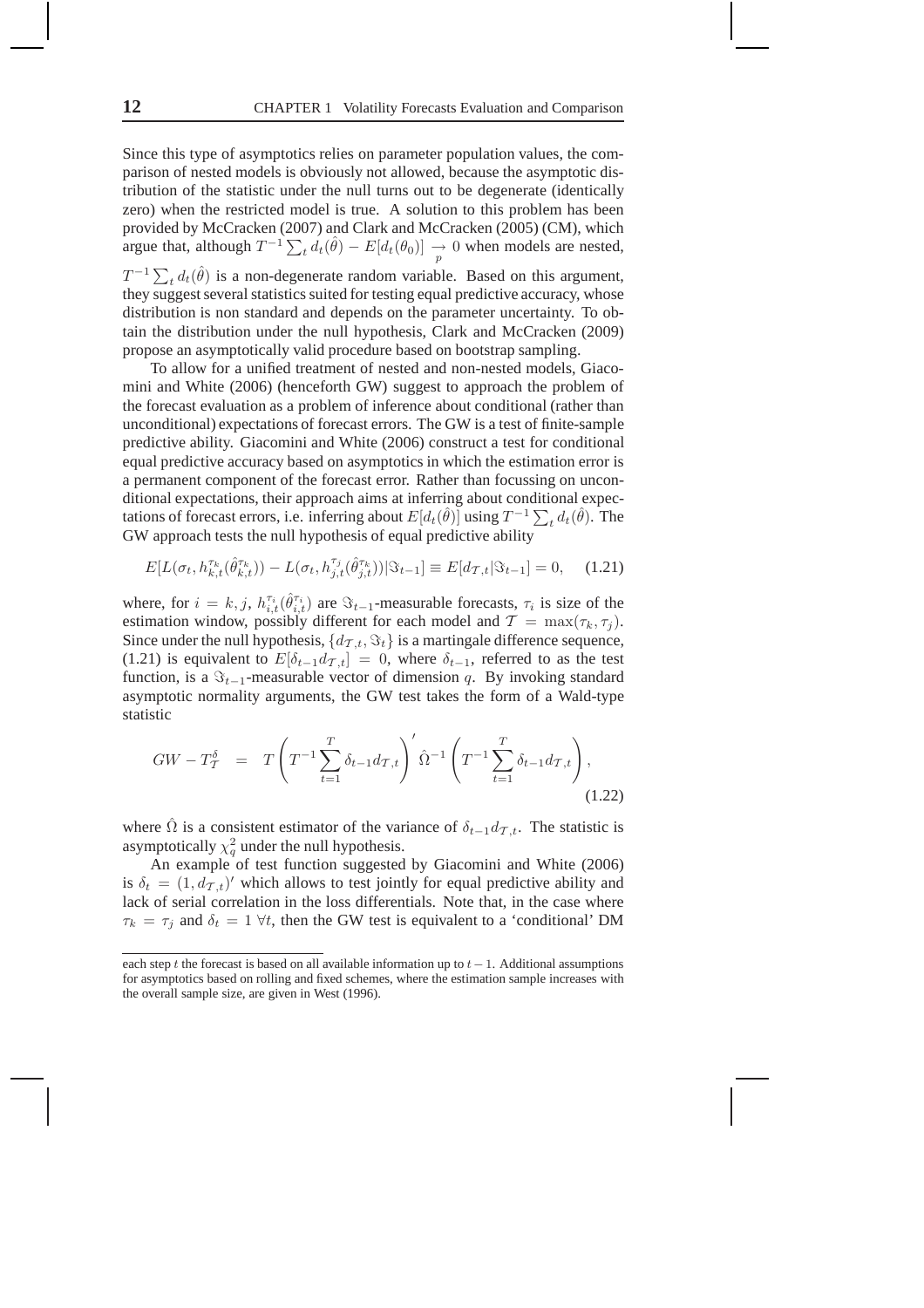Since this type of asymptotics relies on parameter population values, the comparison of nested models is obviously not allowed, because the asymptotic distribution of the statistic under the null turns out to be degenerate (identically zero) when the restricted model is true. A solution to this problem has been provided by McCracken (2007) and Clark and McCracken (2005) (CM), which argue that, although $T^{-1}\sum_t d_t(\hat{\theta}) - E[d_t(\theta_0)] \underset{p}{\rightarrow} 0$ when models are nested, $T^{-1}\sum_t d_t(\hat{\theta})$ is a non-degenerate random variable. Based on this argument, they suggest several statistics suited for testing equal predictive accuracy, whose distribution is non standard and depends on the parameter uncertainty. To obtain the distribution under the null hypothesis, Clark and McCracken (2009) propose an asymptotically valid procedure based on bootstrap sampling.

To allow for a unified treatment of nested and non-nested models, Giacomini and White (2006) (henceforth GW) suggest to approach the problem of the forecast evaluation as a problem of inference about conditional (rather than unconditional) expectations of forecast errors. The GW is a test of finite-sample predictive ability. Giacomini and White (2006) construct a test for conditional equal predictive accuracy based on asymptotics in which the estimation error is a permanent component of the forecast error. Rather than focussing on unconditional expectations, their approach aims at inferring about conditional expectations of forecast errors, i.e. inferring about $E[d_t(\hat{\theta})]$ using $T^{-1}\sum_t d_t(\hat{\theta})$. The GW approach tests the null hypothesis of equal predictive ability

$$E[L(\sigma_t, h_{k,t}^{\tau_k}(\hat{\theta}_{k,t}^{\tau_k})) - L(\sigma_t, h_{j,t}^{\tau_j}(\hat{\theta}_{j,t}^{\tau_k}))|\Im_{t-1}] \equiv E[d_{\mathcal{T},t}|\Im_{t-1}] = 0, \quad (1.21)$$

where, for $i = k, j$, $h_{i,t}^{\tau_i}(\hat{\theta}_{i,t}^{\tau_i})$ are $\Im_{t-1}$-measurable forecasts, $\tau_i$ is size of the estimation window, possibly different for each model and $\mathcal{T} = \max(\tau_k, \tau_j)$. Since under the null hypothesis, $\{d_{\mathcal{T},t}, \Im_t\}$ is a martingale difference sequence, (1.21) is equivalent to $E[\delta_{t-1} d_{\mathcal{T},t}] = 0$, where $\delta_{t-1}$, referred to as the test function, is a $\Im_{t-1}$-measurable vector of dimension $q$. By invoking standard asymptotic normality arguments, the GW test takes the form of a Wald-type statistic

$$GW - T_{\mathcal{T}}^{\delta} = T\left(T^{-1}\sum_{t=1}^{T}\delta_{t-1}d_{\mathcal{T},t}\right)'\hat{\Omega}^{-1}\left(T^{-1}\sum_{t=1}^{T}\delta_{t-1}d_{\mathcal{T},t}\right), \quad (1.22)$$

where $\hat{\Omega}$ is a consistent estimator of the variance of $\delta_{t-1}d_{\mathcal{T},t}$. The statistic is asymptotically $\chi_q^2$ under the null hypothesis.

An example of test function suggested by Giacomini and White (2006) is $\delta_t = (1, d_{\mathcal{T},t})'$ which allows to test jointly for equal predictive ability and lack of serial correlation in the loss differentials. Note that, in the case where $\tau_k = \tau_j$ and $\delta_t = 1\ \forall t$, then the GW test is equivalent to a 'conditional' DM

---

each step $t$ the forecast is based on all available information up to $t-1$. Additional assumptions for asymptotics based on rolling and fixed schemes, where the estimation sample increases with the overall sample size, are given in West (1996).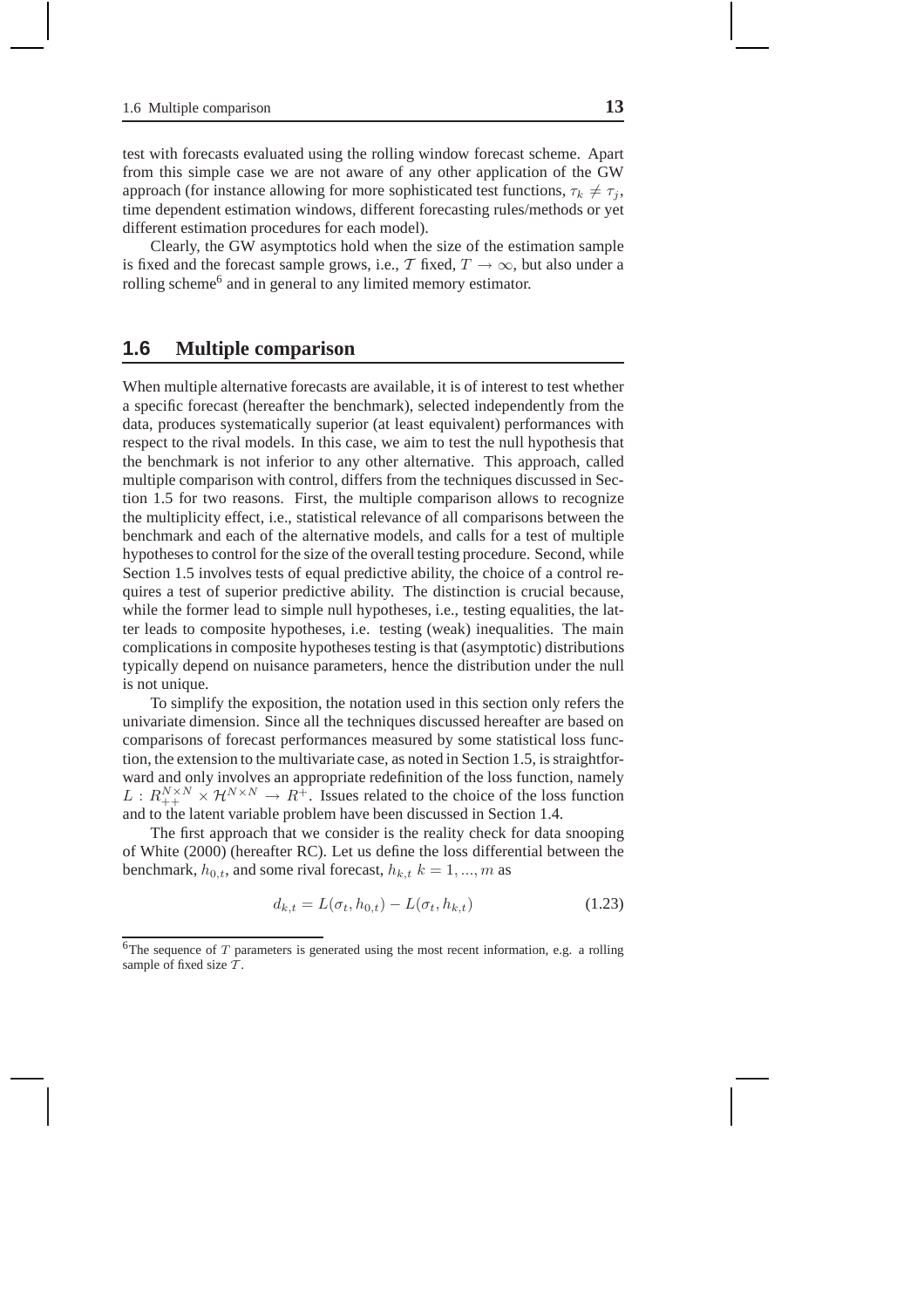test with forecasts evaluated using the rolling window forecast scheme. Apart from this simple case we are not aware of any other application of the GW approach (for instance allowing for more sophisticated test functions, $\tau_k \neq \tau_j$, time dependent estimation windows, different forecasting rules/methods or yet different estimation procedures for each model).

Clearly, the GW asymptotics hold when the size of the estimation sample is fixed and the forecast sample grows, i.e., $\mathcal{T}$ fixed, $T \to \infty$, but also under a rolling scheme[6] and in general to any limited memory estimator.

## 1.6 Multiple comparison

When multiple alternative forecasts are available, it is of interest to test whether a specific forecast (hereafter the benchmark), selected independently from the data, produces systematically superior (at least equivalent) performances with respect to the rival models. In this case, we aim to test the null hypothesis that the benchmark is not inferior to any other alternative. This approach, called multiple comparison with control, differs from the techniques discussed in Section 1.5 for two reasons. First, the multiple comparison allows to recognize the multiplicity effect, i.e., statistical relevance of all comparisons between the benchmark and each of the alternative models, and calls for a test of multiple hypotheses to control for the size of the overall testing procedure. Second, while Section 1.5 involves tests of equal predictive ability, the choice of a control requires a test of superior predictive ability. The distinction is crucial because, while the former lead to simple null hypotheses, i.e., testing equalities, the latter leads to composite hypotheses, i.e. testing (weak) inequalities. The main complications in composite hypotheses testing is that (asymptotic) distributions typically depend on nuisance parameters, hence the distribution under the null is not unique.

To simplify the exposition, the notation used in this section only refers the univariate dimension. Since all the techniques discussed hereafter are based on comparisons of forecast performances measured by some statistical loss function, the extension to the multivariate case, as noted in Section 1.5, is straightforward and only involves an appropriate redefinition of the loss function, namely $L : R_{++}^{N\times N} \times \mathcal{H}^{N\times N} \to R^{+}$. Issues related to the choice of the loss function and to the latent variable problem have been discussed in Section 1.4.

The first approach that we consider is the reality check for data snooping of White (2000) (hereafter RC). Let us define the loss differential between the benchmark, $h_{0,t}$, and some rival forecast, $h_{k,t}$ $k = 1, ..., m$ as

$$d_{k,t} = L(\sigma_t, h_{0,t}) - L(\sigma_t, h_{k,t}) \tag{1.23}$$

[6] The sequence of $T$ parameters is generated using the most recent information, e.g. a rolling sample of fixed size $\mathcal{T}$.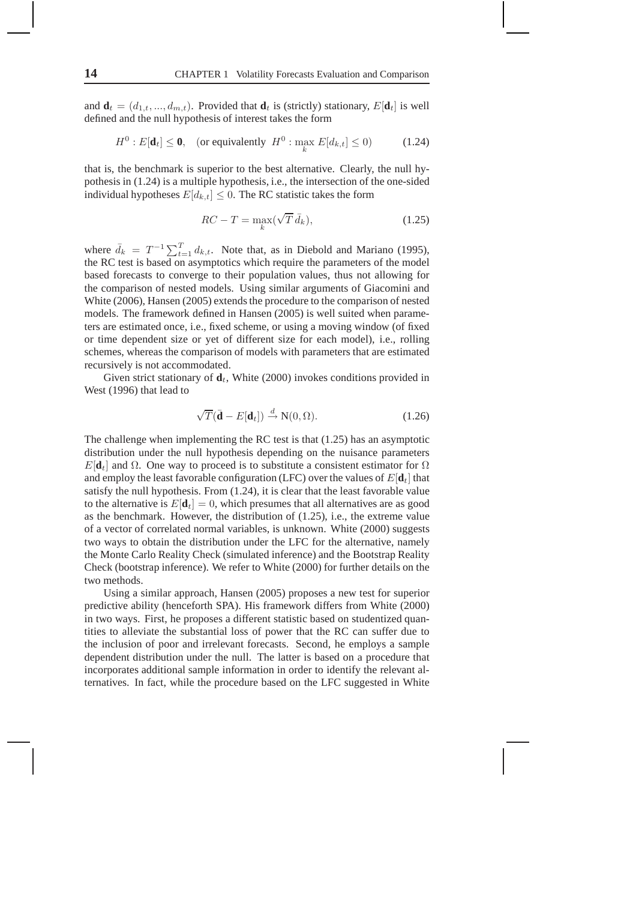and $\mathbf{d}_t = (d_{1,t}, ..., d_{m,t})$. Provided that $\mathbf{d}_t$ is (strictly) stationary, $E[\mathbf{d}_t]$ is well defined and the null hypothesis of interest takes the form

$$H^0 : E[\mathbf{d}_t] \leq \mathbf{0}, \quad \text{(or equivalently } H^0 : \max_k E[d_{k,t}] \leq 0) \tag{1.24}$$

that is, the benchmark is superior to the best alternative. Clearly, the null hypothesis in (1.24) is a multiple hypothesis, i.e., the intersection of the one-sided individual hypotheses $E[d_{k,t}] \leq 0$. The RC statistic takes the form

$$RC - T = \max_k (\sqrt{T}\, \bar{d}_k), \tag{1.25}$$

where $\bar{d}_k = T^{-1} \sum_{t=1}^{T} d_{k,t}$. Note that, as in Diebold and Mariano (1995), the RC test is based on asymptotics which require the parameters of the model based forecasts to converge to their population values, thus not allowing for the comparison of nested models. Using similar arguments of Giacomini and White (2006), Hansen (2005) extends the procedure to the comparison of nested models. The framework defined in Hansen (2005) is well suited when parameters are estimated once, i.e., fixed scheme, or using a moving window (of fixed or time dependent size or yet of different size for each model), i.e., rolling schemes, whereas the comparison of models with parameters that are estimated recursively is not accommodated.

Given strict stationary of $\mathbf{d}_t$, White (2000) invokes conditions provided in West (1996) that lead to

$$\sqrt{T}(\bar{\mathbf{d}} - E[\mathbf{d}_t]) \xrightarrow{d} \mathrm{N}(0, \Omega). \tag{1.26}$$

The challenge when implementing the RC test is that (1.25) has an asymptotic distribution under the null hypothesis depending on the nuisance parameters $E[\mathbf{d}_t]$ and $\Omega$. One way to proceed is to substitute a consistent estimator for $\Omega$ and employ the least favorable configuration (LFC) over the values of $E[\mathbf{d}_t]$ that satisfy the null hypothesis. From (1.24), it is clear that the least favorable value to the alternative is $E[\mathbf{d}_t] = 0$, which presumes that all alternatives are as good as the benchmark. However, the distribution of (1.25), i.e., the extreme value of a vector of correlated normal variables, is unknown. White (2000) suggests two ways to obtain the distribution under the LFC for the alternative, namely the Monte Carlo Reality Check (simulated inference) and the Bootstrap Reality Check (bootstrap inference). We refer to White (2000) for further details on the two methods.

Using a similar approach, Hansen (2005) proposes a new test for superior predictive ability (henceforth SPA). His framework differs from White (2000) in two ways. First, he proposes a different statistic based on studentized quantities to alleviate the substantial loss of power that the RC can suffer due to the inclusion of poor and irrelevant forecasts. Second, he employs a sample dependent distribution under the null. The latter is based on a procedure that incorporates additional sample information in order to identify the relevant alternatives. In fact, while the procedure based on the LFC suggested in White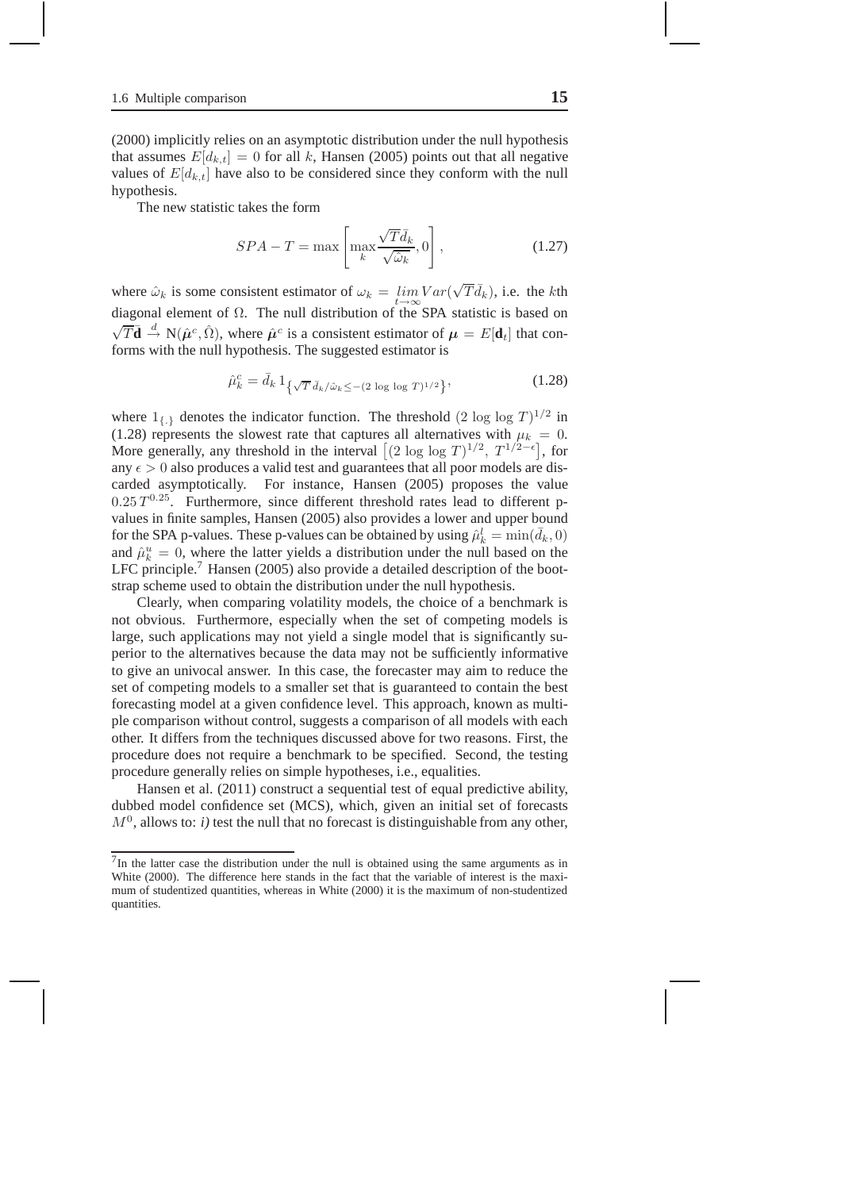(2000) implicitly relies on an asymptotic distribution under the null hypothesis that assumes $E[d_{k,t}] = 0$ for all $k$, Hansen (2005) points out that all negative values of $E[d_{k,t}]$ have also to be considered since they conform with the null hypothesis.

The new statistic takes the form

$$SPA - T = \max\left[\max_k \frac{\sqrt{T}\bar{d}_k}{\sqrt{\hat{\omega}_k}}, 0\right], \tag{1.27}$$

where $\hat{\omega}_k$ is some consistent estimator of $\omega_k = \lim_{t\to\infty} Var(\sqrt{T}\bar{d}_k)$, i.e. the $k$th diagonal element of $\Omega$. The null distribution of the SPA statistic is based on $\sqrt{T}\bar{\mathbf{d}} \xrightarrow{d} \mathrm{N}(\hat{\boldsymbol{\mu}}^c, \hat{\Omega})$, where $\hat{\boldsymbol{\mu}}^c$ is a consistent estimator of $\boldsymbol{\mu} = E[\mathbf{d}_t]$ that conforms with the null hypothesis. The suggested estimator is

$$\hat{\mu}_k^c = \bar{d}_k \, 1_{\left\{\sqrt{T}\,\bar{d}_k/\hat{\omega}_k \leq -(2\,\log\,\log\,T)^{1/2}\right\}}, \tag{1.28}$$

where $1_{\{.\}}$ denotes the indicator function. The threshold $(2\,\log\,\log\,T)^{1/2}$ in (1.28) represents the slowest rate that captures all alternatives with $\mu_k = 0$. More generally, any threshold in the interval $\left[(2\,\log\,\log\,T)^{1/2},\, T^{1/2-\epsilon}\right]$, for any $\epsilon > 0$ also produces a valid test and guarantees that all poor models are discarded asymptotically. For instance, Hansen (2005) proposes the value $0.25\,T^{0.25}$. Furthermore, since different threshold rates lead to different p-values in finite samples, Hansen (2005) also provides a lower and upper bound for the SPA p-values. These p-values can be obtained by using $\hat{\mu}_k^l = \min(\bar{d}_k, 0)$ and $\hat{\mu}_k^u = 0$, where the latter yields a distribution under the null based on the LFC principle.[7] Hansen (2005) also provide a detailed description of the bootstrap scheme used to obtain the distribution under the null hypothesis.

Clearly, when comparing volatility models, the choice of a benchmark is not obvious. Furthermore, especially when the set of competing models is large, such applications may not yield a single model that is significantly superior to the alternatives because the data may not be sufficiently informative to give an univocal answer. In this case, the forecaster may aim to reduce the set of competing models to a smaller set that is guaranteed to contain the best forecasting model at a given confidence level. This approach, known as multiple comparison without control, suggests a comparison of all models with each other. It differs from the techniques discussed above for two reasons. First, the procedure does not require a benchmark to be specified. Second, the testing procedure generally relies on simple hypotheses, i.e., equalities.

Hansen et al. (2011) construct a sequential test of equal predictive ability, dubbed model confidence set (MCS), which, given an initial set of forecasts $M^0$, allows to: *i)* test the null that no forecast is distinguishable from any other,

[7] In the latter case the distribution under the null is obtained using the same arguments as in White (2000). The difference here stands in the fact that the variable of interest is the maximum of studentized quantities, whereas in White (2000) it is the maximum of non-studentized quantities.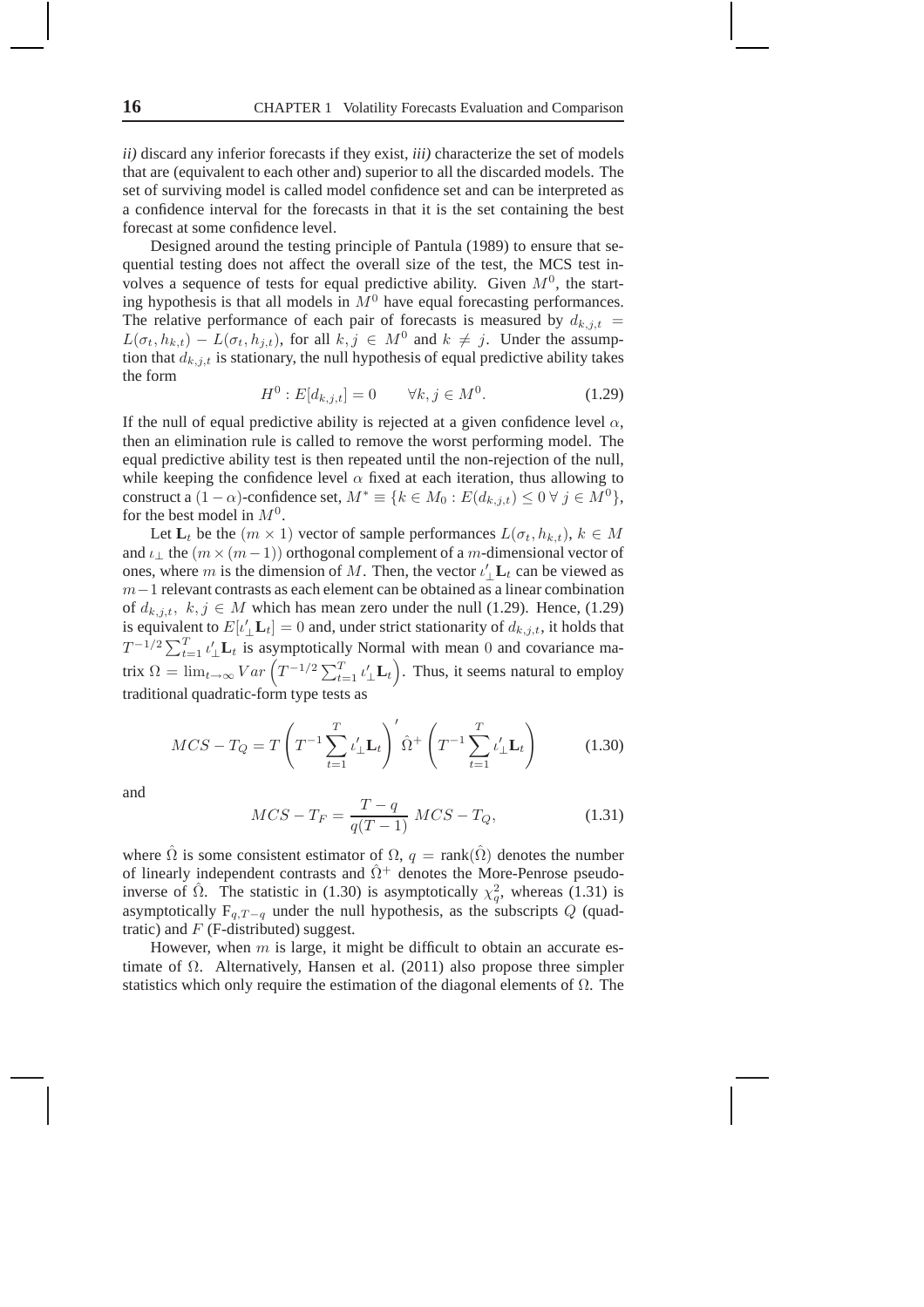*ii)* discard any inferior forecasts if they exist, *iii)* characterize the set of models that are (equivalent to each other and) superior to all the discarded models. The set of surviving model is called model confidence set and can be interpreted as a confidence interval for the forecasts in that it is the set containing the best forecast at some confidence level.

Designed around the testing principle of Pantula (1989) to ensure that sequential testing does not affect the overall size of the test, the MCS test involves a sequence of tests for equal predictive ability. Given $M^0$, the starting hypothesis is that all models in $M^0$ have equal forecasting performances. The relative performance of each pair of forecasts is measured by $d_{k,j,t} = L(\sigma_t, h_{k,t}) - L(\sigma_t, h_{j,t})$, for all $k, j \in M^0$ and $k \neq j$. Under the assumption that $d_{k,j,t}$ is stationary, the null hypothesis of equal predictive ability takes the form

$$H^0 : E[d_{k,j,t}] = 0 \qquad \forall k, j \in M^0. \tag{1.29}$$

If the null of equal predictive ability is rejected at a given confidence level $\alpha$, then an elimination rule is called to remove the worst performing model. The equal predictive ability test is then repeated until the non-rejection of the null, while keeping the confidence level $\alpha$ fixed at each iteration, thus allowing to construct a $(1-\alpha)$-confidence set, $M^* \equiv \{k \in M_0 : E(d_{k,j,t}) \leq 0 \, \forall \, j \in M^0\}$, for the best model in $M^0$.

Let $\mathbf{L}_t$ be the $(m \times 1)$ vector of sample performances $L(\sigma_t, h_{k,t})$, $k \in M$ and $\iota_\perp$ the $(m \times (m-1))$ orthogonal complement of a $m$-dimensional vector of ones, where $m$ is the dimension of $M$. Then, the vector $\iota_\perp' \mathbf{L}_t$ can be viewed as $m-1$ relevant contrasts as each element can be obtained as a linear combination of $d_{k,j,t}$, $k, j \in M$ which has mean zero under the null (1.29). Hence, (1.29) is equivalent to $E[\iota_\perp' \mathbf{L}_t] = 0$ and, under strict stationarity of $d_{k,j,t}$, it holds that $T^{-1/2} \sum_{t=1}^{T} \iota_\perp' \mathbf{L}_t$ is asymptotically Normal with mean 0 and covariance matrix $\Omega = \lim_{t \to \infty} Var\left(T^{-1/2} \sum_{t=1}^{T} \iota_\perp' \mathbf{L}_t\right)$. Thus, it seems natural to employ traditional quadratic-form type tests as

$$MCS - T_Q = T \left( T^{-1} \sum_{t=1}^{T} \iota_\perp' \mathbf{L}_t \right)' \hat{\Omega}^+ \left( T^{-1} \sum_{t=1}^{T} \iota_\perp' \mathbf{L}_t \right) \tag{1.30}$$

and

$$MCS - T_F = \frac{T - q}{q(T-1)} \; MCS - T_Q, \tag{1.31}$$

where $\hat{\Omega}$ is some consistent estimator of $\Omega$, $q = \text{rank}(\hat{\Omega})$ denotes the number of linearly independent contrasts and $\hat{\Omega}^+$ denotes the More-Penrose pseudo-inverse of $\hat{\Omega}$. The statistic in (1.30) is asymptotically $\chi^2_q$, whereas (1.31) is asymptotically $\text{F}_{q,T-q}$ under the null hypothesis, as the subscripts $Q$ (quadtratic) and $F$ (F-distributed) suggest.

However, when $m$ is large, it might be difficult to obtain an accurate estimate of $\Omega$. Alternatively, Hansen et al. (2011) also propose three simpler statistics which only require the estimation of the diagonal elements of $\Omega$. The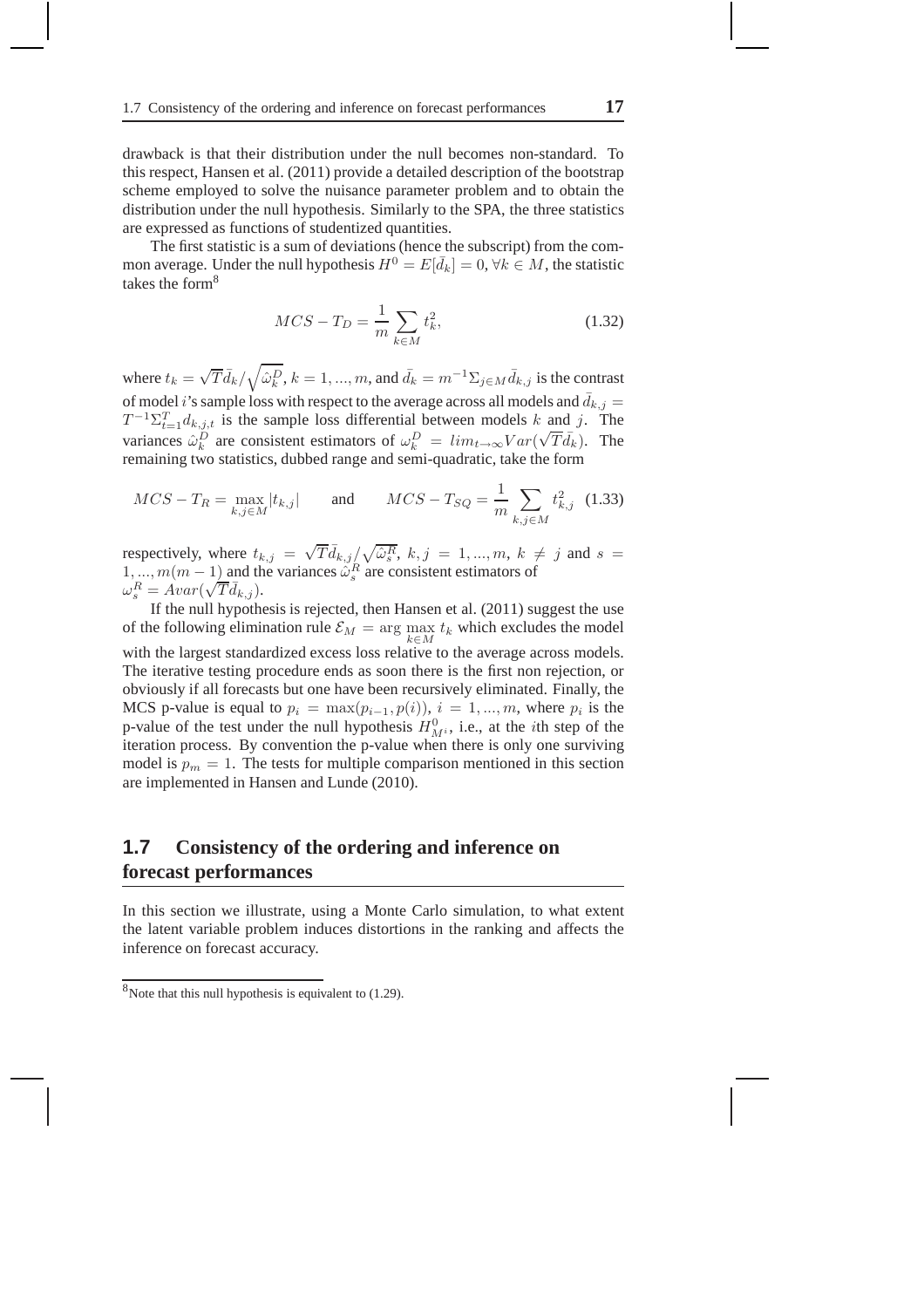drawback is that their distribution under the null becomes non-standard. To this respect, Hansen et al. (2011) provide a detailed description of the bootstrap scheme employed to solve the nuisance parameter problem and to obtain the distribution under the null hypothesis. Similarly to the SPA, the three statistics are expressed as functions of studentized quantities.

The first statistic is a sum of deviations (hence the subscript) from the common average. Under the null hypothesis $H^0 = E[\bar{d}_k] = 0, \forall k \in M$, the statistic takes the form[8]

$$MCS - T_D = \frac{1}{m} \sum_{k \in M} t_k^2, \tag{1.32}$$

where $t_k = \sqrt{T}\bar{d}_k / \sqrt{\hat{\omega}_k^D}$, $k = 1, ..., m$, and $\bar{d}_k = m^{-1}\Sigma_{j \in M}\bar{d}_{k,j}$ is the contrast of model $i$'s sample loss with respect to the average across all models and $\bar{d}_{k,j} = T^{-1}\Sigma_{t=1}^{T} d_{k,j,t}$ is the sample loss differential between models $k$ and $j$. The variances $\hat{\omega}_k^D$ are consistent estimators of $\omega_k^D = lim_{t \to \infty} Var(\sqrt{T}\bar{d}_k)$. The remaining two statistics, dubbed range and semi-quadratic, take the form

$$MCS - T_R = \max_{k,j \in M} |t_{k,j}| \qquad \text{and} \qquad MCS - T_{SQ} = \frac{1}{m} \sum_{k,j \in M} t_{k,j}^2 \tag{1.33}$$

respectively, where $t_{k,j} = \sqrt{T}\bar{d}_{k,j} / \sqrt{\hat{\omega}_s^R}$, $k, j = 1, ..., m$, $k \neq j$ and $s = 1, ..., m(m-1)$ and the variances $\hat{\omega}_s^R$ are consistent estimators of $\omega_s^R = Avar(\sqrt{T}\bar{d}_{k,j})$.

If the null hypothesis is rejected, then Hansen et al. (2011) suggest the use of the following elimination rule $\mathcal{E}_M = \arg\max_{k \in M} t_k$ which excludes the model with the largest standardized excess loss relative to the average across models. The iterative testing procedure ends as soon there is the first non rejection, or obviously if all forecasts but one have been recursively eliminated. Finally, the MCS p-value is equal to $p_i = \max(p_{i-1}, p(i))$, $i = 1, ..., m$, where $p_i$ is the p-value of the test under the null hypothesis $H_{M^i}^0$, i.e., at the $i$th step of the iteration process. By convention the p-value when there is only one surviving model is $p_m = 1$. The tests for multiple comparison mentioned in this section are implemented in Hansen and Lunde (2010).

## 1.7 Consistency of the ordering and inference on forecast performances

In this section we illustrate, using a Monte Carlo simulation, to what extent the latent variable problem induces distortions in the ranking and affects the inference on forecast accuracy.

[8] Note that this null hypothesis is equivalent to (1.29).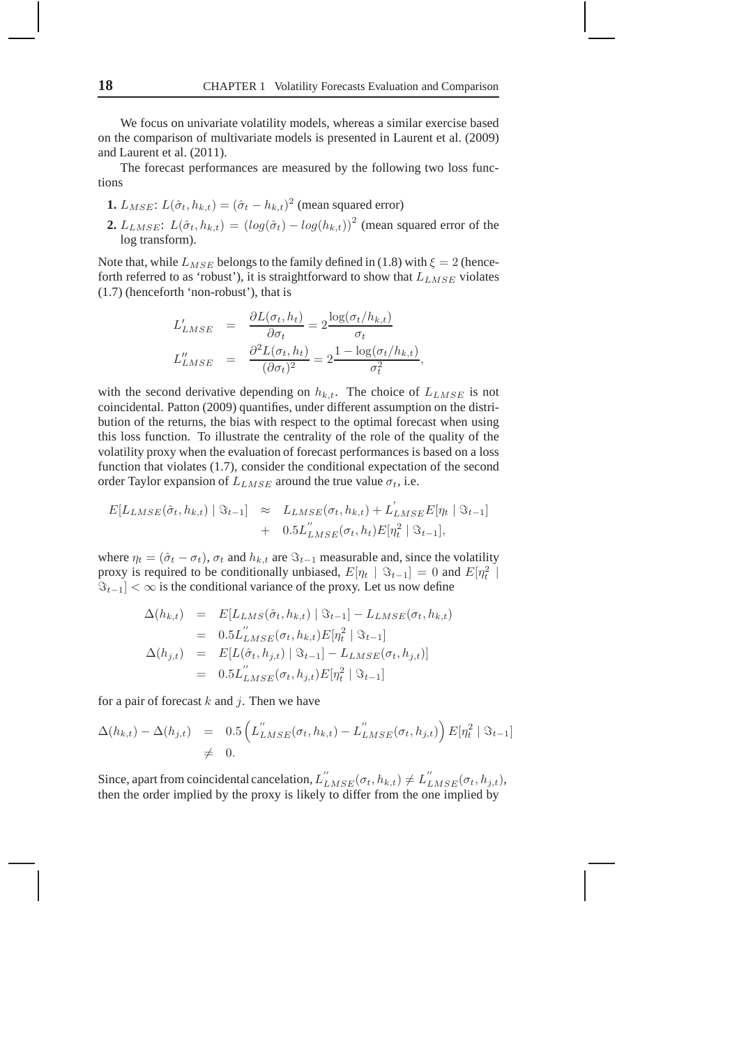We focus on univariate volatility models, whereas a similar exercise based on the comparison of multivariate models is presented in Laurent et al. (2009) and Laurent et al. (2011).

The forecast performances are measured by the following two loss functions

1. $L_{MSE}$: $L(\hat{\sigma}_t, h_{k,t}) = (\hat{\sigma}_t - h_{k,t})^2$ (mean squared error)
2. $L_{LMSE}$: $L(\hat{\sigma}_t, h_{k,t}) = (log(\hat{\sigma}_t) - log(h_{k,t}))^2$ (mean squared error of the log transform).

Note that, while $L_{MSE}$ belongs to the family defined in (1.8) with $\xi = 2$ (henceforth referred to as 'robust'), it is straightforward to show that $L_{LMSE}$ violates (1.7) (henceforth 'non-robust'), that is

$$
\begin{aligned}
L'_{LMSE} &= \frac{\partial L(\sigma_t, h_t)}{\partial \sigma_t} = 2\frac{\log(\sigma_t / h_{k,t})}{\sigma_t} \\
L''_{LMSE} &= \frac{\partial^2 L(\sigma_t, h_t)}{(\partial \sigma_t)^2} = 2\frac{1 - \log(\sigma_t / h_{k,t})}{\sigma_t^2},
\end{aligned}
$$

with the second derivative depending on $h_{k,t}$. The choice of $L_{LMSE}$ is not coincidental. Patton (2009) quantifies, under different assumption on the distribution of the returns, the bias with respect to the optimal forecast when using this loss function. To illustrate the centrality of the role of the quality of the volatility proxy when the evaluation of forecast performances is based on a loss function that violates (1.7), consider the conditional expectation of the second order Taylor expansion of $L_{LMSE}$ around the true value $\sigma_t$, i.e.

$$
\begin{aligned}
E[L_{LMSE}(\hat{\sigma}_t, h_{k,t}) \mid \Im_{t-1}] &\approx L_{LMSE}(\sigma_t, h_{k,t}) + L'_{LMSE} E[\eta_t \mid \Im_{t-1}] \\
&+ 0.5 L''_{LMSE}(\sigma_t, h_t) E[\eta_t^2 \mid \Im_{t-1}],
\end{aligned}
$$

where $\eta_t = (\hat{\sigma}_t - \sigma_t)$, $\sigma_t$ and $h_{k,t}$ are $\Im_{t-1}$ measurable and, since the volatility proxy is required to be conditionally unbiased, $E[\eta_t \mid \Im_{t-1}] = 0$ and $E[\eta_t^2 \mid \Im_{t-1}] < \infty$ is the conditional variance of the proxy. Let us now define

$$
\begin{aligned}
\Delta(h_{k,t}) &= E[L_{LMS}(\hat{\sigma}_t, h_{k,t}) \mid \Im_{t-1}] - L_{LMSE}(\sigma_t, h_{k,t}) \\
&= 0.5 L''_{LMSE}(\sigma_t, h_{k,t}) E[\eta_t^2 \mid \Im_{t-1}] \\
\Delta(h_{j,t}) &= E[L(\hat{\sigma}_t, h_{j,t}) \mid \Im_{t-1}] - L_{LMSE}(\sigma_t, h_{j,t})] \\
&= 0.5 L''_{LMSE}(\sigma_t, h_{j,t}) E[\eta_t^2 \mid \Im_{t-1}]
\end{aligned}
$$

for a pair of forecast $k$ and $j$. Then we have

$$
\begin{aligned}
\Delta(h_{k,t}) - \Delta(h_{j,t}) &= 0.5 \left( L''_{LMSE}(\sigma_t, h_{k,t}) - L''_{LMSE}(\sigma_t, h_{j,t}) \right) E[\eta_t^2 \mid \Im_{t-1}] \\
&\neq 0.
\end{aligned}
$$

Since, apart from coincidental cancelation, $L''_{LMSE}(\sigma_t, h_{k,t}) \neq L''_{LMSE}(\sigma_t, h_{j,t})$, then the order implied by the proxy is likely to differ from the one implied by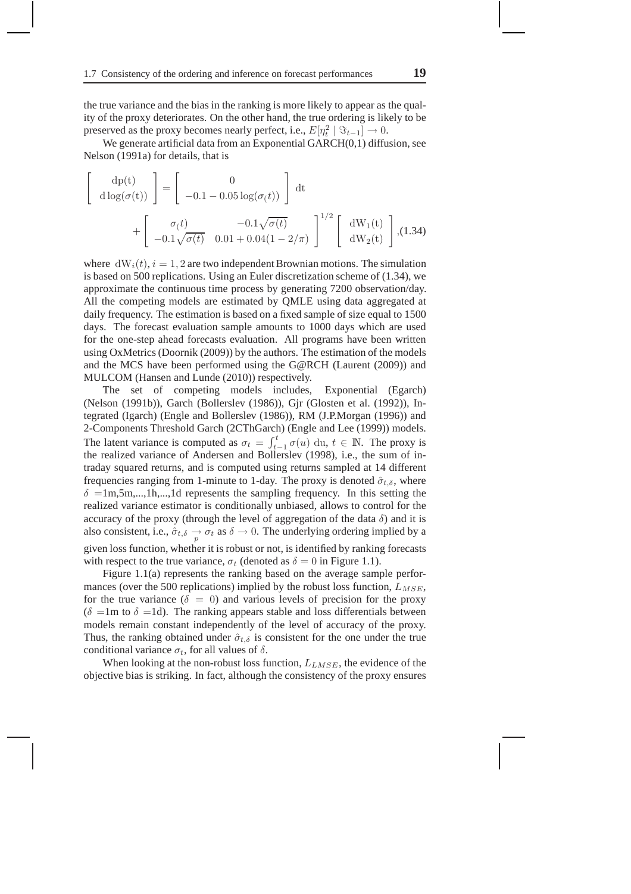the true variance and the bias in the ranking is more likely to appear as the quality of the proxy deteriorates. On the other hand, the true ordering is likely to be preserved as the proxy becomes nearly perfect, i.e., $E[\eta_t^2 \mid \Im_{t-1}] \to 0$.

We generate artificial data from an Exponential GARCH(0,1) diffusion, see Nelson (1991a) for details, that is

$$
\begin{bmatrix} \mathrm{dp(t)} \\ \mathrm{d}\log(\sigma(\mathrm{t})) \end{bmatrix} = \begin{bmatrix} 0 \\ -0.1 - 0.05\log(\sigma_(t)) \end{bmatrix} \mathrm{dt}
+ \begin{bmatrix} \sigma_(t) & -0.1\sqrt{\sigma(t)} \\ -0.1\sqrt{\sigma(t)} & 0.01 + 0.04(1 - 2/\pi) \end{bmatrix}^{1/2} \begin{bmatrix} \mathrm{dW_1(t)} \\ \mathrm{dW_2(t)} \end{bmatrix}, \quad (1.34)
$$

where $\mathrm{dW}_i(t), i = 1, 2$ are two independent Brownian motions. The simulation is based on 500 replications. Using an Euler discretization scheme of (1.34), we approximate the continuous time process by generating 7200 observation/day. All the competing models are estimated by QMLE using data aggregated at daily frequency. The estimation is based on a fixed sample of size equal to 1500 days. The forecast evaluation sample amounts to 1000 days which are used for the one-step ahead forecasts evaluation. All programs have been written using OxMetrics (Doornik (2009)) by the authors. The estimation of the models and the MCS have been performed using the G@RCH (Laurent (2009)) and MULCOM (Hansen and Lunde (2010)) respectively.

The set of competing models includes, Exponential (Egarch) (Nelson (1991b)), Garch (Bollerslev (1986)), Gjr (Glosten et al. (1992)), Integrated (Igarch) (Engle and Bollerslev (1986)), RM (J.P.Morgan (1996)) and 2-Components Threshold Garch (2CThGarch) (Engle and Lee (1999)) models. The latent variance is computed as $\sigma_t = \int_{t-1}^{t} \sigma(u)\ \mathrm{du},\ t \in \mathbb{N}$. The proxy is the realized variance of Andersen and Bollerslev (1998), i.e., the sum of intraday squared returns, and is computed using returns sampled at 14 different frequencies ranging from 1-minute to 1-day. The proxy is denoted $\hat{\sigma}_{t,\delta}$, where $\delta$ =1m,5m,...,1h,...,1d represents the sampling frequency. In this setting the realized variance estimator is conditionally unbiased, allows to control for the accuracy of the proxy (through the level of aggregation of the data $\delta$) and it is also consistent, i.e., $\hat{\sigma}_{t,\delta} \underset{p}{\to} \sigma_t$ as $\delta \to 0$. The underlying ordering implied by a given loss function, whether it is robust or not, is identified by ranking forecasts with respect to the true variance, $\sigma_t$ (denoted as $\delta = 0$ in Figure 1.1).

Figure 1.1(a) represents the ranking based on the average sample performances (over the 500 replications) implied by the robust loss function, $L_{MSE}$, for the true variance ($\delta = 0$) and various levels of precision for the proxy ($\delta$ =1m to $\delta$ =1d). The ranking appears stable and loss differentials between models remain constant independently of the level of accuracy of the proxy. Thus, the ranking obtained under $\hat{\sigma}_{t,\delta}$ is consistent for the one under the true conditional variance $\sigma_t$, for all values of $\delta$.

When looking at the non-robust loss function, $L_{LMSE}$, the evidence of the objective bias is striking. In fact, although the consistency of the proxy ensures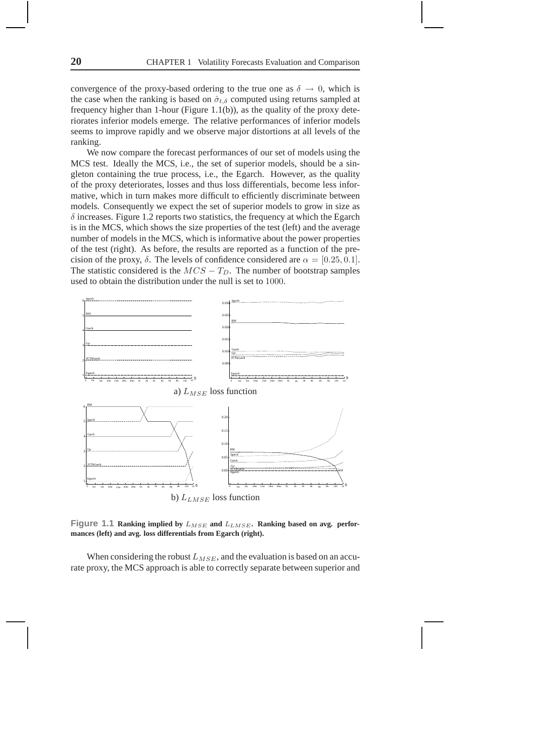convergence of the proxy-based ordering to the true one as $\delta \to 0$, which is the case when the ranking is based on $\hat{\sigma}_{t,\delta}$ computed using returns sampled at frequency higher than 1-hour (Figure 1.1(b)), as the quality of the proxy deteriorates inferior models emerge. The relative performances of inferior models seems to improve rapidly and we observe major distortions at all levels of the ranking.

We now compare the forecast performances of our set of models using the MCS test. Ideally the MCS, i.e., the set of superior models, should be a singleton containing the true process, i.e., the Egarch. However, as the quality of the proxy deteriorates, losses and thus loss differentials, become less informative, which in turn makes more difficult to efficiently discriminate between models. Consequently we expect the set of superior models to grow in size as $\delta$ increases. Figure 1.2 reports two statistics, the frequency at which the Egarch is in the MCS, which shows the size properties of the test (left) and the average number of models in the MCS, which is informative about the power properties of the test (right). As before, the results are reported as a function of the precision of the proxy, $\delta$. The levels of confidence considered are $\alpha = [0.25, 0.1]$. The statistic considered is the $MCS - T_D$. The number of bootstrap samples used to obtain the distribution under the null is set to 1000.

a) $L_{MSE}$ loss function

b) $L_{LMSE}$ loss function

**Figure 1.1** **Ranking implied by $L_{MSE}$ and $L_{LMSE}$. Ranking based on avg. performances (left) and avg. loss differentials from Egarch (right).**

When considering the robust $L_{MSE}$, and the evaluation is based on an accurate proxy, the MCS approach is able to correctly separate between superior and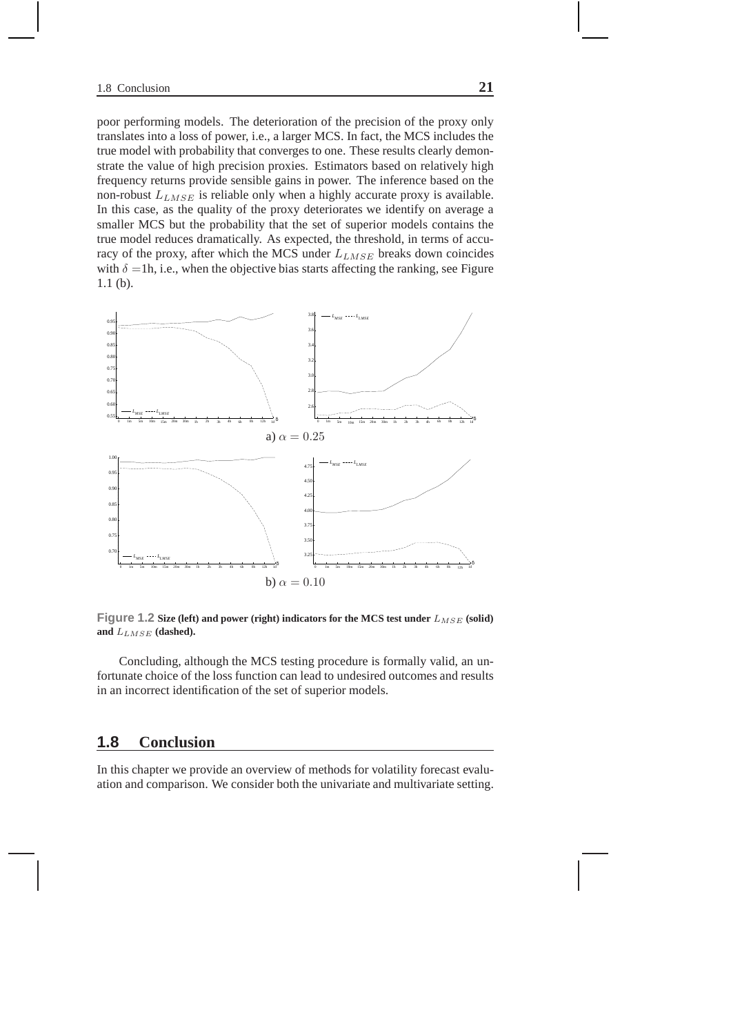poor performing models. The deterioration of the precision of the proxy only translates into a loss of power, i.e., a larger MCS. In fact, the MCS includes the true model with probability that converges to one. These results clearly demonstrate the value of high precision proxies. Estimators based on relatively high frequency returns provide sensible gains in power. The inference based on the non-robust $L_{LMSE}$ is reliable only when a highly accurate proxy is available. In this case, as the quality of the proxy deteriorates we identify on average a smaller MCS but the probability that the set of superior models contains the true model reduces dramatically. As expected, the threshold, in terms of accuracy of the proxy, after which the MCS under $L_{LMSE}$ breaks down coincides with $\delta =$1h, i.e., when the objective bias starts affecting the ranking, see Figure 1.1 (b).

a) $\alpha = 0.25$

b) $\alpha = 0.10$

**Figure 1.2** **Size (left) and power (right) indicators for the MCS test under $L_{MSE}$ (solid) and $L_{LMSE}$ (dashed).**

Concluding, although the MCS testing procedure is formally valid, an unfortunate choice of the loss function can lead to undesired outcomes and results in an incorrect identification of the set of superior models.

## 1.8 Conclusion

In this chapter we provide an overview of methods for volatility forecast evaluation and comparison. We consider both the univariate and multivariate setting.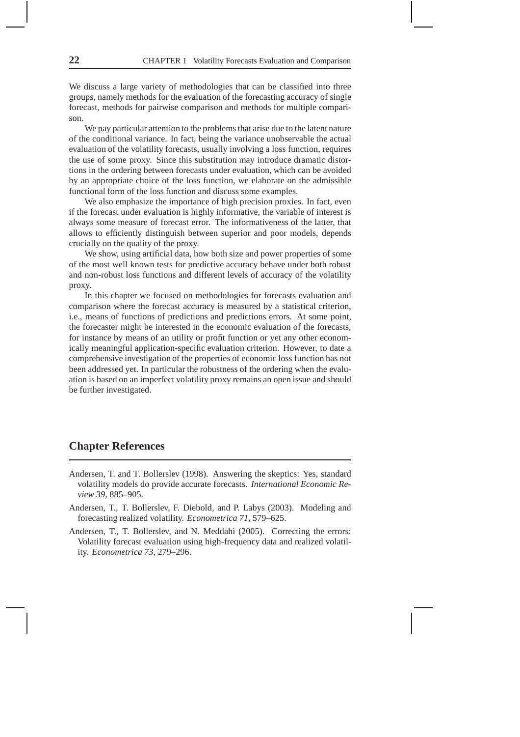We discuss a large variety of methodologies that can be classified into three groups, namely methods for the evaluation of the forecasting accuracy of single forecast, methods for pairwise comparison and methods for multiple comparison.

We pay particular attention to the problems that arise due to the latent nature of the conditional variance. In fact, being the variance unobservable the actual evaluation of the volatility forecasts, usually involving a loss function, requires the use of some proxy. Since this substitution may introduce dramatic distortions in the ordering between forecasts under evaluation, which can be avoided by an appropriate choice of the loss function, we elaborate on the admissible functional form of the loss function and discuss some examples.

We also emphasize the importance of high precision proxies. In fact, even if the forecast under evaluation is highly informative, the variable of interest is always some measure of forecast error. The informativeness of the latter, that allows to efficiently distinguish between superior and poor models, depends crucially on the quality of the proxy.

We show, using artificial data, how both size and power properties of some of the most well known tests for predictive accuracy behave under both robust and non-robust loss functions and different levels of accuracy of the volatility proxy.

In this chapter we focused on methodologies for forecasts evaluation and comparison where the forecast accuracy is measured by a statistical criterion, i.e., means of functions of predictions and predictions errors. At some point, the forecaster might be interested in the economic evaluation of the forecasts, for instance by means of an utility or profit function or yet any other economically meaningful application-specific evaluation criterion. However, to date a comprehensive investigation of the properties of economic loss function has not been addressed yet. In particular the robustness of the ordering when the evaluation is based on an imperfect volatility proxy remains an open issue and should be further investigated.

## Chapter References

Andersen, T. and T. Bollerslev (1998). Answering the skeptics: Yes, standard volatility models do provide accurate forecasts. *International Economic Review 39*, 885–905.

Andersen, T., T. Bollerslev, F. Diebold, and P. Labys (2003). Modeling and forecasting realized volatility. *Econometrica 71*, 579–625.

Andersen, T., T. Bollerslev, and N. Meddahi (2005). Correcting the errors: Volatility forecast evaluation using high-frequency data and realized volatility. *Econometrica 73*, 279–296.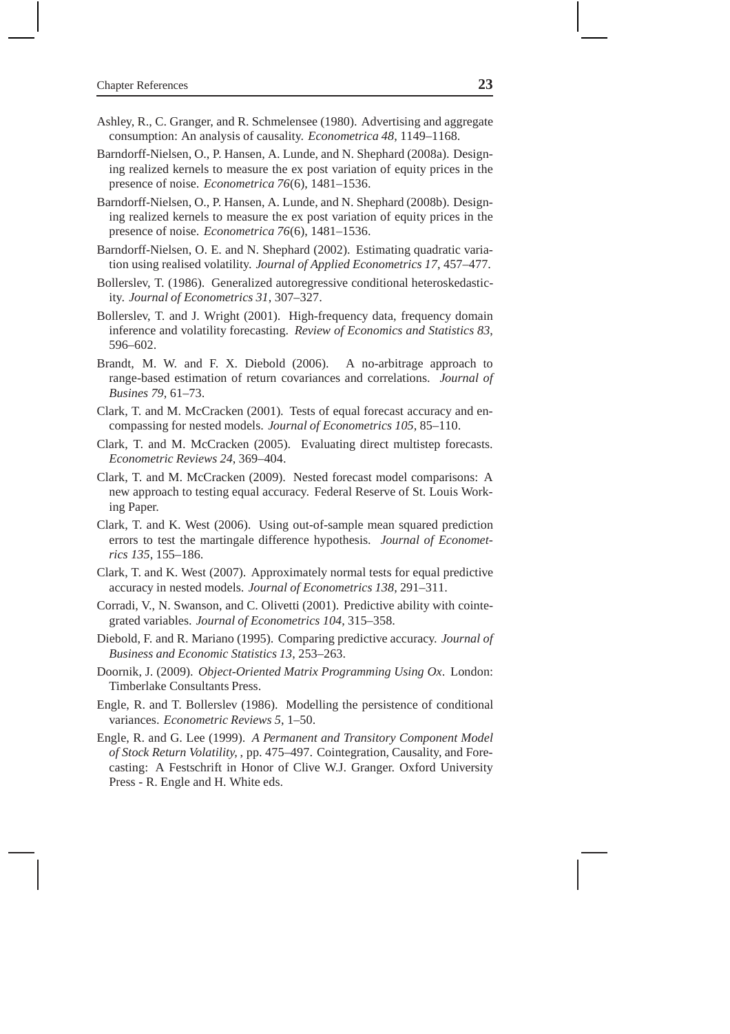Ashley, R., C. Granger, and R. Schmelensee (1980). Advertising and aggregate consumption: An analysis of causality. *Econometrica 48*, 1149–1168.

Barndorff-Nielsen, O., P. Hansen, A. Lunde, and N. Shephard (2008a). Designing realized kernels to measure the ex post variation of equity prices in the presence of noise. *Econometrica 76*(6), 1481–1536.

Barndorff-Nielsen, O., P. Hansen, A. Lunde, and N. Shephard (2008b). Designing realized kernels to measure the ex post variation of equity prices in the presence of noise. *Econometrica 76*(6), 1481–1536.

Barndorff-Nielsen, O. E. and N. Shephard (2002). Estimating quadratic variation using realised volatility. *Journal of Applied Econometrics 17*, 457–477.

Bollerslev, T. (1986). Generalized autoregressive conditional heteroskedasticity. *Journal of Econometrics 31*, 307–327.

Bollerslev, T. and J. Wright (2001). High-frequency data, frequency domain inference and volatility forecasting. *Review of Economics and Statistics 83*, 596–602.

Brandt, M. W. and F. X. Diebold (2006). A no-arbitrage approach to range-based estimation of return covariances and correlations. *Journal of Busines 79*, 61–73.

Clark, T. and M. McCracken (2001). Tests of equal forecast accuracy and encompassing for nested models. *Journal of Econometrics 105*, 85–110.

Clark, T. and M. McCracken (2005). Evaluating direct multistep forecasts. *Econometric Reviews 24*, 369–404.

Clark, T. and M. McCracken (2009). Nested forecast model comparisons: A new approach to testing equal accuracy. Federal Reserve of St. Louis Working Paper.

Clark, T. and K. West (2006). Using out-of-sample mean squared prediction errors to test the martingale difference hypothesis. *Journal of Econometrics 135*, 155–186.

Clark, T. and K. West (2007). Approximately normal tests for equal predictive accuracy in nested models. *Journal of Econometrics 138*, 291–311.

Corradi, V., N. Swanson, and C. Olivetti (2001). Predictive ability with cointegrated variables. *Journal of Econometrics 104*, 315–358.

Diebold, F. and R. Mariano (1995). Comparing predictive accuracy. *Journal of Business and Economic Statistics 13*, 253–263.

Doornik, J. (2009). *Object-Oriented Matrix Programming Using Ox*. London: Timberlake Consultants Press.

Engle, R. and T. Bollerslev (1986). Modelling the persistence of conditional variances. *Econometric Reviews 5*, 1–50.

Engle, R. and G. Lee (1999). *A Permanent and Transitory Component Model of Stock Return Volatility*, , pp. 475–497. Cointegration, Causality, and Forecasting: A Festschrift in Honor of Clive W.J. Granger. Oxford University Press - R. Engle and H. White eds.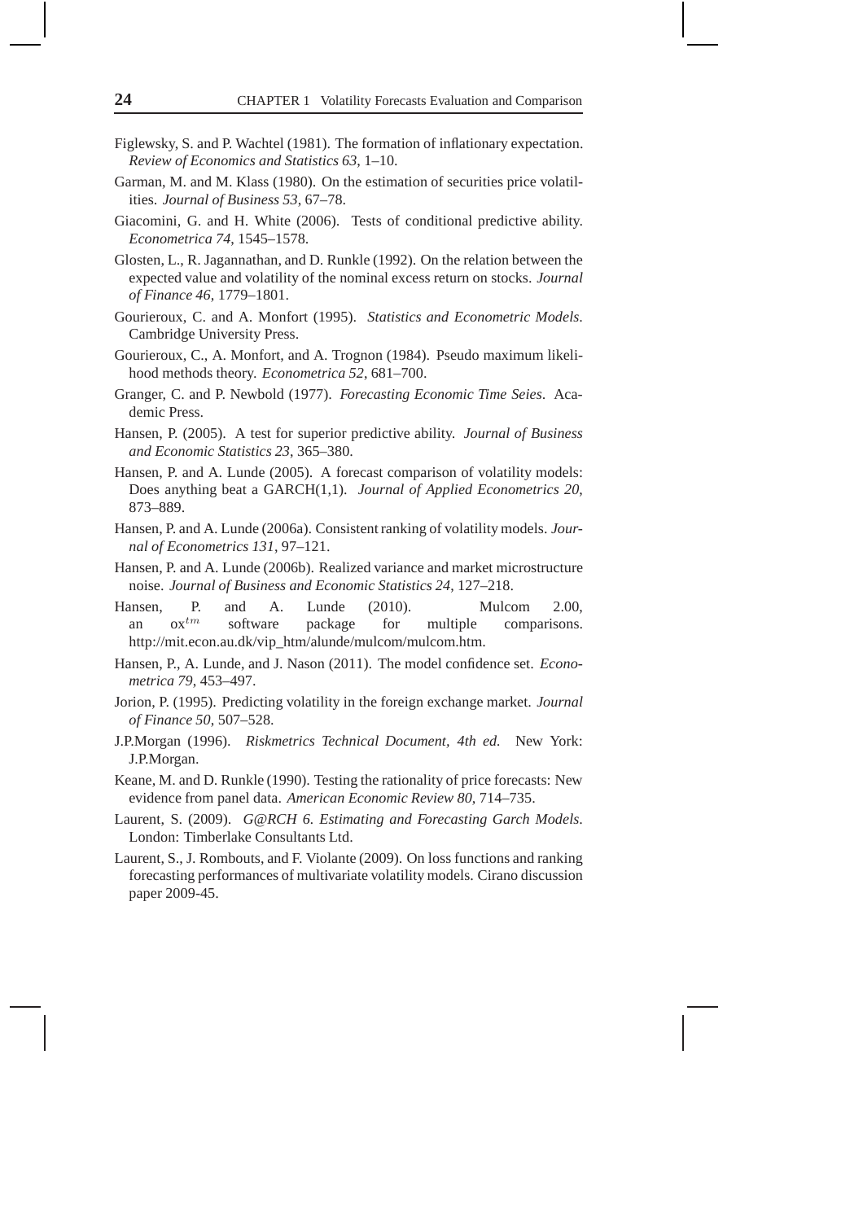Figlewsky, S. and P. Wachtel (1981). The formation of inflationary expectation. *Review of Economics and Statistics 63*, 1–10.

Garman, M. and M. Klass (1980). On the estimation of securities price volatilities. *Journal of Business 53*, 67–78.

Giacomini, G. and H. White (2006). Tests of conditional predictive ability. *Econometrica 74*, 1545–1578.

Glosten, L., R. Jagannathan, and D. Runkle (1992). On the relation between the expected value and volatility of the nominal excess return on stocks. *Journal of Finance 46*, 1779–1801.

Gourieroux, C. and A. Monfort (1995). *Statistics and Econometric Models*. Cambridge University Press.

Gourieroux, C., A. Monfort, and A. Trognon (1984). Pseudo maximum likelihood methods theory. *Econometrica 52*, 681–700.

Granger, C. and P. Newbold (1977). *Forecasting Economic Time Seies*. Academic Press.

Hansen, P. (2005). A test for superior predictive ability. *Journal of Business and Economic Statistics 23*, 365–380.

Hansen, P. and A. Lunde (2005). A forecast comparison of volatility models: Does anything beat a GARCH(1,1). *Journal of Applied Econometrics 20*, 873–889.

Hansen, P. and A. Lunde (2006a). Consistent ranking of volatility models. *Journal of Econometrics 131*, 97–121.

Hansen, P. and A. Lunde (2006b). Realized variance and market microstructure noise. *Journal of Business and Economic Statistics 24*, 127–218.

Hansen, P. and A. Lunde (2010). Mulcom 2.00, an ox$^{tm}$ software package for multiple comparisons. http://mit.econ.au.dk/vip_htm/alunde/mulcom/mulcom.htm.

Hansen, P., A. Lunde, and J. Nason (2011). The model confidence set. *Econometrica 79*, 453–497.

Jorion, P. (1995). Predicting volatility in the foreign exchange market. *Journal of Finance 50*, 507–528.

J.P.Morgan (1996). *Riskmetrics Technical Document, 4th ed.* New York: J.P.Morgan.

Keane, M. and D. Runkle (1990). Testing the rationality of price forecasts: New evidence from panel data. *American Economic Review 80*, 714–735.

Laurent, S. (2009). *G@RCH 6. Estimating and Forecasting Garch Models*. London: Timberlake Consultants Ltd.

Laurent, S., J. Rombouts, and F. Violante (2009). On loss functions and ranking forecasting performances of multivariate volatility models. Cirano discussion paper 2009-45.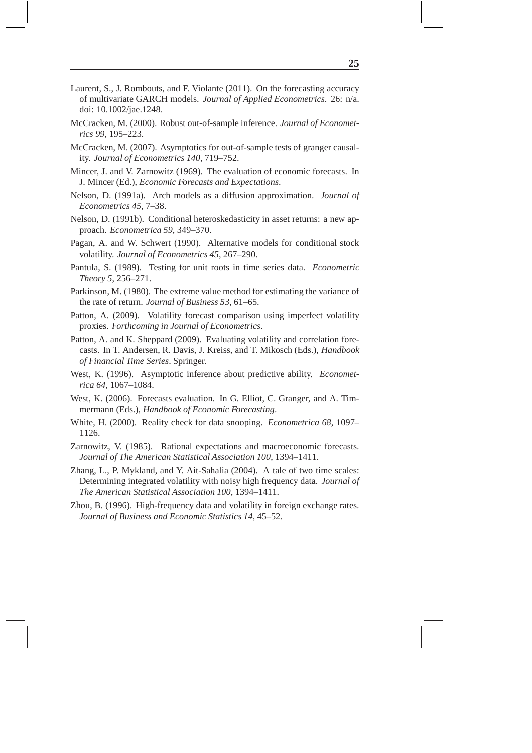Laurent, S., J. Rombouts, and F. Violante (2011). On the forecasting accuracy of multivariate GARCH models. *Journal of Applied Econometrics*. 26: n/a. doi: 10.1002/jae.1248.

McCracken, M. (2000). Robust out-of-sample inference. *Journal of Econometrics 99*, 195–223.

McCracken, M. (2007). Asymptotics for out-of-sample tests of granger causality. *Journal of Econometrics 140*, 719–752.

Mincer, J. and V. Zarnowitz (1969). The evaluation of economic forecasts. In J. Mincer (Ed.), *Economic Forecasts and Expectations*.

Nelson, D. (1991a). Arch models as a diffusion approximation. *Journal of Econometrics 45*, 7–38.

Nelson, D. (1991b). Conditional heteroskedasticity in asset returns: a new approach. *Econometrica 59*, 349–370.

Pagan, A. and W. Schwert (1990). Alternative models for conditional stock volatility. *Journal of Econometrics 45*, 267–290.

Pantula, S. (1989). Testing for unit roots in time series data. *Econometric Theory 5*, 256–271.

Parkinson, M. (1980). The extreme value method for estimating the variance of the rate of return. *Journal of Business 53*, 61–65.

Patton, A. (2009). Volatility forecast comparison using imperfect volatility proxies. *Forthcoming in Journal of Econometrics*.

Patton, A. and K. Sheppard (2009). Evaluating volatility and correlation forecasts. In T. Andersen, R. Davis, J. Kreiss, and T. Mikosch (Eds.), *Handbook of Financial Time Series*. Springer.

West, K. (1996). Asymptotic inference about predictive ability. *Econometrica 64*, 1067–1084.

West, K. (2006). Forecasts evaluation. In G. Elliot, C. Granger, and A. Timmermann (Eds.), *Handbook of Economic Forecasting*.

White, H. (2000). Reality check for data snooping. *Econometrica 68*, 1097–1126.

Zarnowitz, V. (1985). Rational expectations and macroeconomic forecasts. *Journal of The American Statistical Association 100*, 1394–1411.

Zhang, L., P. Mykland, and Y. Ait-Sahalia (2004). A tale of two time scales: Determining integrated volatility with noisy high frequency data. *Journal of The American Statistical Association 100*, 1394–1411.

Zhou, B. (1996). High-frequency data and volatility in foreign exchange rates. *Journal of Business and Economic Statistics 14*, 45–52.